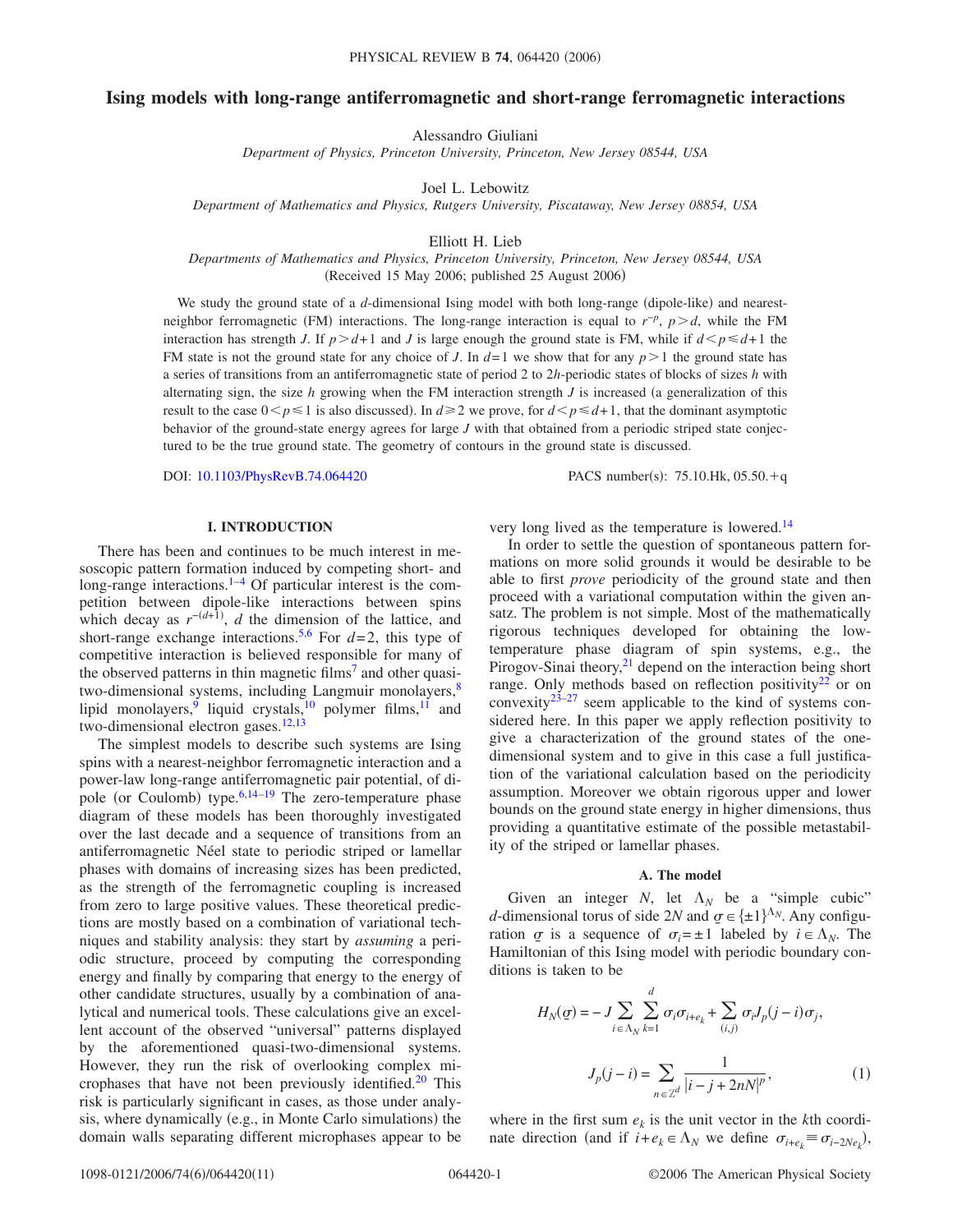# Ising models with long-range antiferromagnetic and short-range ferromagnetic interactions

Alessandro Giuliani

*Department of Physics, Princeton University, Princeton, New Jersey 08544, USA*

Joel L. Lebowitz

*Department of Mathematics and Physics, Rutgers University, Piscataway, New Jersey 08854, USA*

Elliott H. Lieb

*Departments of Mathematics and Physics, Princeton University, Princeton, New Jersey 08544, USA*

(Received 15 May 2006; published 25 August 2006)

We study the ground state of a $d$-dimensional Ising model with both long-range (dipole-like) and nearest-neighbor ferromagnetic (FM) interactions. The long-range interaction is equal to $r^{-p}$, $p>d$, while the FM interaction has strength $J$. If $p>d+1$ and $J$ is large enough the ground state is FM, while if $d<p\le d+1$ the FM state is not the ground state for any choice of $J$. In $d=1$ we show that for any $p>1$ the ground state has a series of transitions from an antiferromagnetic state of period 2 to $2h$-periodic states of blocks of sizes $h$ with alternating sign, the size $h$ growing when the FM interaction strength $J$ is increased (a generalization of this result to the case $0<p\le 1$ is also discussed). In $d\ge 2$ we prove, for $d<p\le d+1$, that the dominant asymptotic behavior of the ground-state energy agrees for large $J$ with that obtained from a periodic striped state conjectured to be the true ground state. The geometry of contours in the ground state is discussed.

DOI: 10.1103/PhysRevB.74.064420 PACS number(s): 75.10.Hk, 05.50.+q

## I. INTRODUCTION

There has been and continues to be much interest in mesoscopic pattern formation induced by competing short- and long-range interactions.[1–4] Of particular interest is the competition between dipole-like interactions between spins which decay as $r^{-(d+1)}$, $d$ the dimension of the lattice, and short-range exchange interactions.[5,6] For $d=2$, this type of competitive interaction is believed responsible for many of the observed patterns in thin magnetic films[7] and other quasi-two-dimensional systems, including Langmuir monolayers,[8] lipid monolayers,[9] liquid crystals,[10] polymer films,[11] and two-dimensional electron gases.[12,13]

The simplest models to describe such systems are Ising spins with a nearest-neighbor ferromagnetic interaction and a power-law long-range antiferromagnetic pair potential, of dipole (or Coulomb) type.[6,14–19] The zero-temperature phase diagram of these models has been thoroughly investigated over the last decade and a sequence of transitions from an antiferromagnetic Néel state to periodic striped or lamellar phases with domains of increasing sizes has been predicted, as the strength of the ferromagnetic coupling is increased from zero to large positive values. These theoretical predictions are mostly based on a combination of variational techniques and stability analysis: they start by *assuming* a periodic structure, proceed by computing the corresponding energy and finally by comparing that energy to the energy of other candidate structures, usually by a combination of analytical and numerical tools. These calculations give an excellent account of the observed "universal" patterns displayed by the aforementioned quasi-two-dimensional systems. However, they run the risk of overlooking complex microphases that have not been previously identified.[20] This risk is particularly significant in cases, as those under analysis, where dynamically (e.g., in Monte Carlo simulations) the domain walls separating different microphases appear to be very long lived as the temperature is lowered.[14]

In order to settle the question of spontaneous pattern formations on more solid grounds it would be desirable to be able to first *prove* periodicity of the ground state and then proceed with a variational computation within the given ansatz. The problem is not simple. Most of the mathematically rigorous techniques developed for obtaining the low-temperature phase diagram of spin systems, e.g., the Pirogov-Sinai theory,[21] depend on the interaction being short range. Only methods based on reflection positivity[22] or on convexity[23–27] seem applicable to the kind of systems considered here. In this paper we apply reflection positivity to give a characterization of the ground states of the one-dimensional system and to give in this case a full justification of the variational calculation based on the periodicity assumption. Moreover we obtain rigorous upper and lower bounds on the ground state energy in higher dimensions, thus providing a quantitative estimate of the possible metastability of the striped or lamellar phases.

### A. The model

Given an integer $N$, let $\Lambda_N$ be a "simple cubic" $d$-dimensional torus of side $2N$ and $\underline{\sigma}\in\{\pm 1\}^{\Lambda_N}$. Any configuration $\underline{\sigma}$ is a sequence of $\sigma_i=\pm 1$ labeled by $i\in\Lambda_N$. The Hamiltonian of this Ising model with periodic boundary conditions is taken to be

$$H_N(\underline{\sigma}) = -J\sum_{i\in\Lambda_N}\sum_{k=1}^{d}\sigma_i\sigma_{i+e_k} + \sum_{(i,j)}\sigma_i J_p(j-i)\sigma_j,$$

$$J_p(j-i) = \sum_{n\in\mathbb{Z}^d}\frac{1}{|i-j+2nN|^p}, \qquad (1)$$

where in the first sum $e_k$ is the unit vector in the $k$th coordinate direction (and if $i+e_k\in\Lambda_N$ we define $\sigma_{i+e_k}\equiv\sigma_{i-2Ne_k}$),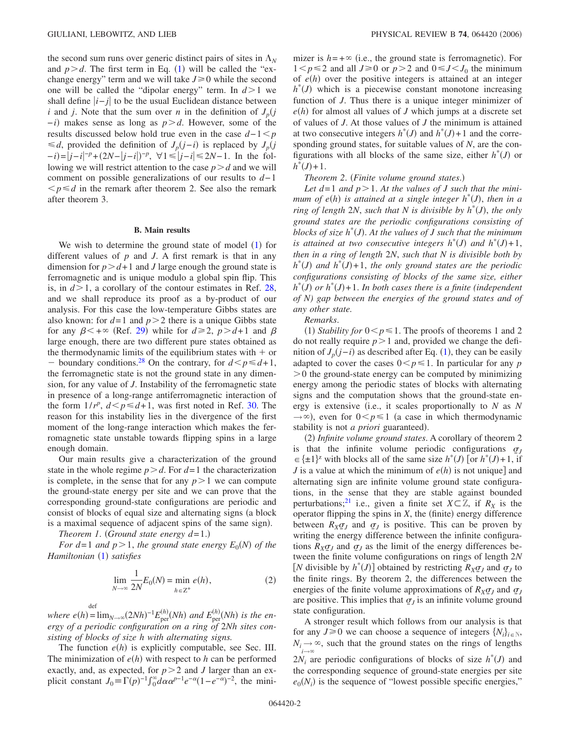the second sum runs over generic distinct pairs of sites in $\Lambda_N$ and $p>d$. The first term in Eq. (1) will be called the "exchange energy" term and we will take $J\geq 0$ while the second one will be called the "dipolar energy" term. In $d>1$ we shall define $|i-j|$ to be the usual Euclidean distance between $i$ and $j$. Note that the sum over $n$ in the definition of $J_p(j-i)$ makes sense as long as $p>d$. However, some of the results discussed below hold true even in the case $d-1<p\leq d$, provided the definition of $J_p(j-i)$ is replaced by $J_p(j-i)=|j-i|^{-p}+(2N-|j-i|)^{-p}$, $\forall 1\leq |j-i|\leq 2N-1$. In the following we will restrict attention to the case $p>d$ and we will comment on possible generalizations of our results to $d-1<p\leq d$ in the remark after theorem 2. See also the remark after theorem 3.

### B. Main results

We wish to determine the ground state of model (1) for different values of $p$ and $J$. A first remark is that in any dimension for $p>d+1$ and $J$ large enough the ground state is ferromagnetic and is unique modulo a global spin flip. This is, in $d>1$, a corollary of the contour estimates in Ref. [28], and we shall reproduce its proof as a by-product of our analysis. For this case the low-temperature Gibbs states are also known: for $d=1$ and $p>2$ there is a unique Gibbs state for any $\beta<+\infty$ (Ref. [29]) while for $d\geq 2$, $p>d+1$ and $\beta$ large enough, there are two different pure states obtained as the thermodynamic limits of the equilibrium states with $+$ or $-$ boundary conditions.[28] On the contrary, for $d<p\leq d+1$, the ferromagnetic state is not the ground state in any dimension, for any value of $J$. Instability of the ferromagnetic state in presence of a long-range antiferromagnetic interaction of the form $1/r^p$, $d<p\leq d+1$, was first noted in Ref. [30]. The reason for this instability lies in the divergence of the first moment of the long-range interaction which makes the ferromagnetic state unstable towards flipping spins in a large enough domain.

Our main results give a characterization of the ground state in the whole regime $p>d$. For $d=1$ the characterization is complete, in the sense that for any $p>1$ we can compute the ground-state energy per site and we can prove that the corresponding ground-state configurations are periodic and consist of blocks of equal size and alternating signs (a block is a maximal sequence of adjacent spins of the same sign).

*Theorem 1.* (*Ground state energy $d=1$.*)

*For $d=1$ and $p>1$, the ground state energy $E_0(N)$ of the Hamiltonian (1) satisfies*

$$\lim_{N\to\infty}\frac{1}{2N}E_0(N)=\min_{h\in Z^+}e(h), \tag{2}$$

*where $e(h)\stackrel{\text{def}}{=}\lim_{N\to\infty}(2Nh)^{-1}E^{(h)}_{\text{per}}(Nh)$ and $E^{(h)}_{\text{per}}(Nh)$ is the energy of a periodic configuration on a ring of $2Nh$ sites consisting of blocks of size $h$ with alternating signs.*

The function $e(h)$ is explicitly computable, see Sec. III. The minimization of $e(h)$ with respect to $h$ can be performed exactly, and, as expected, for $p>2$ and $J$ larger than an explicit constant $J_0\equiv\Gamma(p)^{-1}\int_0^\infty d\alpha\,\alpha^{p-1}e^{-\alpha}(1-e^{-\alpha})^{-2}$, the minimizer is $h=+\infty$ (i.e., the ground state is ferromagnetic). For $1<p\leq 2$ and all $J\geq 0$ or $p>2$ and $0\leq J<J_0$ the minimum of $e(h)$ over the positive integers is attained at an integer $h^*(J)$ which is a piecewise constant monotone increasing function of $J$. Thus there is a unique integer minimizer of $e(h)$ for almost all values of $J$ which jumps at a discrete set of values of $J$. At those values of $J$ the minimum is attained at two consecutive integers $h^*(J)$ and $h^*(J)+1$ and the corresponding ground states, for suitable values of $N$, are the configurations with all blocks of the same size, either $h^*(J)$ or $h^*(J)+1$.

*Theorem 2.* (*Finite volume ground states.*)

*Let $d=1$ and $p>1$. At the values of $J$ such that the minimum of $e(h)$ is attained at a single integer $h^*(J)$, then in a ring of length $2N$, such that $N$ is divisible by $h^*(J)$, the only ground states are the periodic configurations consisting of blocks of size $h^*(J)$. At the values of $J$ such that the minimum is attained at two consecutive integers $h^*(J)$ and $h^*(J)+1$, then in a ring of length $2N$, such that $N$ is divisible both by $h^*(J)$ and $h^*(J)+1$, the only ground states are the periodic configurations consisting of blocks of the same size, either $h^*(J)$ or $h^*(J)+1$. In both cases there is a finite (independent of $N$) gap between the energies of the ground states and of any other state.*

*Remarks.*

(1) *Stability for $0<p\leq 1$.* The proofs of theorems 1 and 2 do not really require $p>1$ and, provided we change the definition of $J_p(j-i)$ as described after Eq. (1), they can be easily adapted to cover the cases $0<p\leq 1$. In particular for any $p>0$ the ground-state energy can be computed by minimizing energy among the periodic states of blocks with alternating signs and the computation shows that the ground-state energy is extensive (i.e., it scales proportionally to $N$ as $N\to\infty$), even for $0<p\leq 1$ (a case in which thermodynamic stability is not *a priori* guaranteed).

(2) *Infinite volume ground states.* A corollary of theorem 2 is that the infinite volume periodic configurations $\underline{\sigma}_J\in\{\pm 1\}^{\mathbb{Z}}$ with blocks all of the same size $h^*(J)$ [or $h^*(J)+1$, if $J$ is a value at which the minimum of $e(h)$ is not unique] and alternating sign are infinite volume ground state configurations, in the sense that they are stable against bounded perturbations;[21] i.e., given a finite set $X\subset\mathbb{Z}$, if $R_X$ is the operator flipping the spins in $X$, the (finite) energy difference between $R_X\underline{\sigma}_J$ and $\underline{\sigma}_J$ is positive. This can be proven by writing the energy difference between the infinite configurations $R_X\underline{\sigma}_J$ and $\underline{\sigma}_J$ as the limit of the energy differences between the finite volume configurations on rings of length $2N$ [$N$ divisible by $h^*(J)$] obtained by restricting $R_X\underline{\sigma}_J$ and $\underline{\sigma}_J$ to the finite rings. By theorem 2, the differences between the energies of the finite volume approximations of $R_X\underline{\sigma}_J$ and $\underline{\sigma}_J$ are positive. This implies that $\underline{\sigma}_J$ is an infinite volume ground state configuration.

A stronger result which follows from our analysis is that for any $J\geq 0$ we can choose a sequence of integers $\{N_i\}_{i\in\mathbb{N}}$, $N_i\underset{i\to\infty}{\to}\infty$, such that the ground states on the rings of lengths $2N_i$ are periodic configurations of blocks of size $h^*(J)$ and the corresponding sequence of ground-state energies per site $e_0(N_i)$ is the sequence of "lowest possible specific energies,"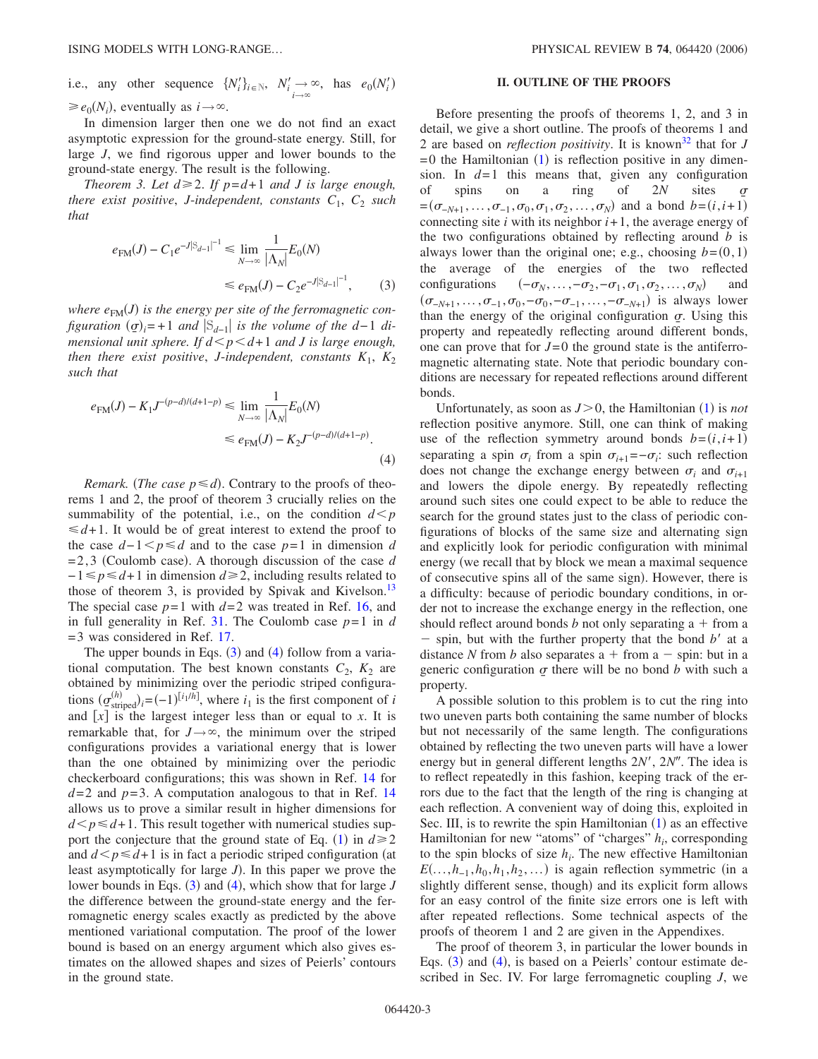i.e., any other sequence $\{N_i'\}_{i\in\mathbb{N}}$, $N_i' \underset{i\to\infty}{\to} \infty$, has $e_0(N_i') \geq e_0(N_i)$, eventually as $i\to\infty$.

In dimension larger then one we do not find an exact asymptotic expression for the ground-state energy. Still, for large $J$, we find rigorous upper and lower bounds to the ground-state energy. The result is the following.

*Theorem 3. Let $d\geq 2$. If $p=d+1$ and $J$ is large enough, there exist positive, $J$-independent, constants $C_1$, $C_2$ such that*

$$e_{\rm FM}(J) - C_1 e^{-J|\mathbb{S}_{d-1}|^{-1}} \leq \lim_{N\to\infty}\frac{1}{|\Lambda_N|}E_0(N) \leq e_{\rm FM}(J) - C_2 e^{-J|\mathbb{S}_{d-1}|^{-1}}, \tag{3}$$

*where $e_{\rm FM}(J)$ is the energy per site of the ferromagnetic configuration $(\underline{\sigma})_i=+1$ and $|\mathbb{S}_{d-1}|$ is the volume of the $d-1$ dimensional unit sphere. If $d<p<d+1$ and $J$ is large enough, then there exist positive, $J$-independent, constants $K_1$, $K_2$ such that*

$$e_{\rm FM}(J) - K_1 J^{-(p-d)/(d+1-p)} \leq \lim_{N\to\infty}\frac{1}{|\Lambda_N|}E_0(N) \leq e_{\rm FM}(J) - K_2 J^{-(p-d)/(d+1-p)}. \tag{4}$$

*Remark.* (*The case $p\leq d$*). Contrary to the proofs of theorems 1 and 2, the proof of theorem 3 crucially relies on the summability of the potential, i.e., on the condition $d<p\leq d+1$. It would be of great interest to extend the proof to the case $d-1<p\leq d$ and to the case $p=1$ in dimension $d=2,3$ (Coulomb case). A thorough discussion of the case $d-1\leq p\leq d+1$ in dimension $d\geq 2$, including results related to those of theorem 3, is provided by Spivak and Kivelson.[13] The special case $p=1$ with $d=2$ was treated in Ref. 16, and in full generality in Ref. 31. The Coulomb case $p=1$ in $d=3$ was considered in Ref. 17.

The upper bounds in Eqs. (3) and (4) follow from a variational computation. The best known constants $C_2$, $K_2$ are obtained by minimizing over the periodic striped configurations $(\underline{\sigma}^{(h)}_{\rm striped})_i=(-1)^{[i_1/h]}$, where $i_1$ is the first component of $i$ and $[x]$ is the largest integer less than or equal to $x$. It is remarkable that, for $J\to\infty$, the minimum over the striped configurations provides a variational energy that is lower than the one obtained by minimizing over the periodic checkerboard configurations; this was shown in Ref. 14 for $d=2$ and $p=3$. A computation analogous to that in Ref. 14 allows us to prove a similar result in higher dimensions for $d<p\leq d+1$. This result together with numerical studies support the conjecture that the ground state of Eq. (1) in $d\geq 2$ and $d<p\leq d+1$ is in fact a periodic striped configuration (at least asymptotically for large $J$). In this paper we prove the lower bounds in Eqs. (3) and (4), which show that for large $J$ the difference between the ground-state energy and the ferromagnetic energy scales exactly as predicted by the above mentioned variational computation. The proof of the lower bound is based on an energy argument which also gives estimates on the allowed shapes and sizes of Peierls' contours in the ground state.

## II. OUTLINE OF THE PROOFS

Before presenting the proofs of theorems 1, 2, and 3 in detail, we give a short outline. The proofs of theorems 1 and 2 are based on *reflection positivity*. It is known[32] that for $J=0$ the Hamiltonian (1) is reflection positive in any dimension. In $d=1$ this means that, given any configuration of spins on a ring of $2N$ sites $\underline{\sigma}=(\sigma_{-N+1},\ldots,\sigma_{-1},\sigma_0,\sigma_1,\sigma_2,\ldots,\sigma_N)$ and a bond $b=(i,i+1)$ connecting site $i$ with its neighbor $i+1$, the average energy of the two configurations obtained by reflecting around $b$ is always lower than the original one; e.g., choosing $b=(0,1)$ the average of the energies of the two reflected configurations $(-\sigma_N,\ldots,-\sigma_2,-\sigma_1,\sigma_1,\sigma_2,\ldots,\sigma_N)$ and $(\sigma_{-N+1},\ldots,\sigma_{-1},\sigma_0,-\sigma_0,-\sigma_{-1},\ldots,-\sigma_{-N+1})$ is always lower than the energy of the original configuration $\underline{\sigma}$. Using this property and repeatedly reflecting around different bonds, one can prove that for $J=0$ the ground state is the antiferromagnetic alternating state. Note that periodic boundary conditions are necessary for repeated reflections around different bonds.

Unfortunately, as soon as $J>0$, the Hamiltonian (1) is *not* reflection positive anymore. Still, one can think of making use of the reflection symmetry around bonds $b=(i,i+1)$ separating a spin $\sigma_i$ from a spin $\sigma_{i+1}=-\sigma_i$: such reflection does not change the exchange energy between $\sigma_i$ and $\sigma_{i+1}$ and lowers the dipole energy. By repeatedly reflecting around such sites one could expect to be able to reduce the search for the ground states just to the class of periodic configurations of blocks of the same size and alternating sign and explicitly look for periodic configuration with minimal energy (we recall that by block we mean a maximal sequence of consecutive spins all of the same sign). However, there is a difficulty: because of periodic boundary conditions, in order not to increase the exchange energy in the reflection, one should reflect around bonds $b$ not only separating a + from a − spin, but with the further property that the bond $b'$ at a distance $N$ from $b$ also separates a + from a − spin: but in a generic configuration $\underline{\sigma}$ there will be no bond $b$ with such a property.

A possible solution to this problem is to cut the ring into two uneven parts both containing the same number of blocks but not necessarily of the same length. The configurations obtained by reflecting the two uneven parts will have a lower energy but in general different lengths $2N'$, $2N''$. The idea is to reflect repeatedly in this fashion, keeping track of the errors due to the fact that the length of the ring is changing at each reflection. A convenient way of doing this, exploited in Sec. III, is to rewrite the spin Hamiltonian (1) as an effective Hamiltonian for new "atoms" of "charges" $h_i$, corresponding to the spin blocks of size $h_i$. The new effective Hamiltonian $E(\ldots,h_{-1},h_0,h_1,h_2,\ldots)$ is again reflection symmetric (in a slightly different sense, though) and its explicit form allows for an easy control of the finite size errors one is left with after repeated reflections. Some technical aspects of the proofs of theorem 1 and 2 are given in the Appendixes.

The proof of theorem 3, in particular the lower bounds in Eqs. (3) and (4), is based on a Peierls' contour estimate described in Sec. IV. For large ferromagnetic coupling $J$, we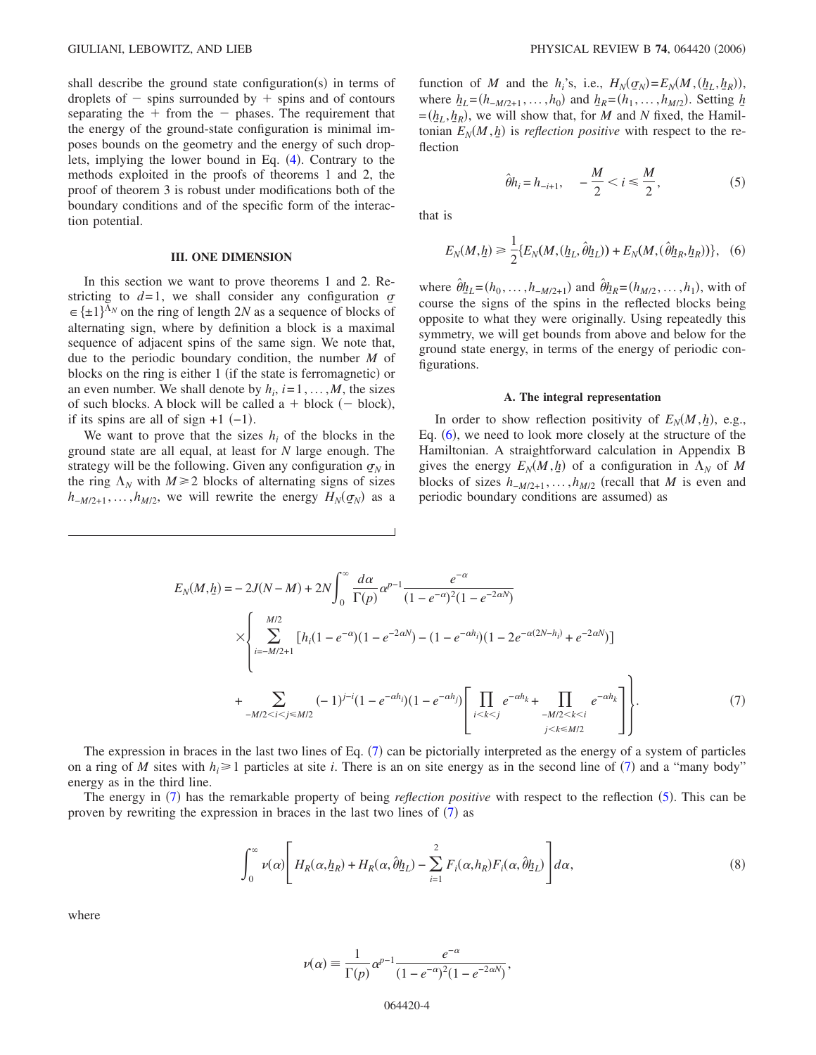shall describe the ground state configuration(s) in terms of droplets of $-$ spins surrounded by $+$ spins and of contours separating the $+$ from the $-$ phases. The requirement that the energy of the ground-state configuration is minimal imposes bounds on the geometry and the energy of such droplets, implying the lower bound in Eq. (4). Contrary to the methods exploited in the proofs of theorems 1 and 2, the proof of theorem 3 is robust under modifications both of the boundary conditions and of the specific form of the interaction potential.

## III. ONE DIMENSION

In this section we want to prove theorems 1 and 2. Restricting to $d=1$, we shall consider any configuration $\underline{\sigma} \in \{\pm 1\}^{\Lambda_N}$ on the ring of length $2N$ as a sequence of blocks of alternating sign, where by definition a block is a maximal sequence of adjacent spins of the same sign. We note that, due to the periodic boundary condition, the number $M$ of blocks on the ring is either 1 (if the state is ferromagnetic) or an even number. We shall denote by $h_i$, $i=1,\ldots,M$, the sizes of such blocks. A block will be called a $+$ block ($-$ block), if its spins are all of sign $+1$ ($-1$).

We want to prove that the sizes $h_i$ of the blocks in the ground state are all equal, at least for $N$ large enough. The strategy will be the following. Given any configuration $\underline{\sigma}_N$ in the ring $\Lambda_N$ with $M \geq 2$ blocks of alternating signs of sizes $h_{-M/2+1},\ldots,h_{M/2}$, we will rewrite the energy $H_N(\underline{\sigma}_N)$ as a function of $M$ and the $h_i$'s, i.e., $H_N(\underline{\sigma}_N)=E_N(M,(\underline{h}_L,\underline{h}_R))$, where $\underline{h}_L=(h_{-M/2+1},\ldots,h_0)$ and $\underline{h}_R=(h_1,\ldots,h_{M/2})$. Setting $\underline{h}=(\underline{h}_L,\underline{h}_R)$, we will show that, for $M$ and $N$ fixed, the Hamiltonian $E_N(M,\underline{h})$ is *reflection positive* with respect to the reflection

$$\hat{\theta} h_i = h_{-i+1}, \quad -\frac{M}{2} < i \leq \frac{M}{2}, \tag{5}$$

that is

$$E_N(M,\underline{h}) \geq \frac{1}{2}\{E_N(M,(\underline{h}_L,\hat{\theta}\underline{h}_L)) + E_N(M,(\hat{\theta}\underline{h}_R,\underline{h}_R))\}, \tag{6}$$

where $\hat{\theta}\underline{h}_L=(h_0,\ldots,h_{-M/2+1})$ and $\hat{\theta}\underline{h}_R=(h_{M/2},\ldots,h_1)$, with of course the signs of the spins in the reflected blocks being opposite to what they were originally. Using repeatedly this symmetry, we will get bounds from above and below for the ground state energy, in terms of the energy of periodic configurations.

### A. The integral representation

In order to show reflection positivity of $E_N(M,\underline{h})$, e.g., Eq. (6), we need to look more closely at the structure of the Hamiltonian. A straightforward calculation in Appendix B gives the energy $E_N(M,\underline{h})$ of a configuration in $\Lambda_N$ of $M$ blocks of sizes $h_{-M/2+1},\ldots,h_{M/2}$ (recall that $M$ is even and periodic boundary conditions are assumed) as

$$\begin{aligned}
E_N(M,\underline{h}) = {} & -2J(N-M) + 2N\int_0^\infty \frac{d\alpha}{\Gamma(p)}\alpha^{p-1}\frac{e^{-\alpha}}{(1-e^{-\alpha})^2(1-e^{-2\alpha N})} \\
& \times \left\{ \sum_{i=-M/2+1}^{M/2} [h_i(1-e^{-\alpha})(1-e^{-2\alpha N}) - (1-e^{-\alpha h_i})(1-2e^{-\alpha(2N-h_i)}+e^{-2\alpha N})] \right. \\
& \left. + \sum_{-M/2<i<j\leq M/2} (-1)^{j-i}(1-e^{-\alpha h_i})(1-e^{-\alpha h_j})\left[\prod_{i<k<j} e^{-\alpha h_k} + \prod_{\substack{-M/2<k<i \\ j<k\leq M/2}} e^{-\alpha h_k}\right]\right\}.
\end{aligned} \tag{7}$$

The expression in braces in the last two lines of Eq. (7) can be pictorially interpreted as the energy of a system of particles on a ring of $M$ sites with $h_i \geq 1$ particles at site $i$. There is an on site energy as in the second line of (7) and a "many body" energy as in the third line.

The energy in (7) has the remarkable property of being *reflection positive* with respect to the reflection (5). This can be proven by rewriting the expression in braces in the last two lines of (7) as

$$\int_0^\infty \nu(\alpha)\left[H_R(\alpha,\underline{h}_R) + H_R(\alpha,\hat{\theta}\underline{h}_L) - \sum_{i=1}^{2} F_i(\alpha,h_R)F_i(\alpha,\hat{\theta}\underline{h}_L)\right]d\alpha, \tag{8}$$

where

$$\nu(\alpha) \equiv \frac{1}{\Gamma(p)}\alpha^{p-1}\frac{e^{-\alpha}}{(1-e^{-\alpha})^2(1-e^{-2\alpha N})},$$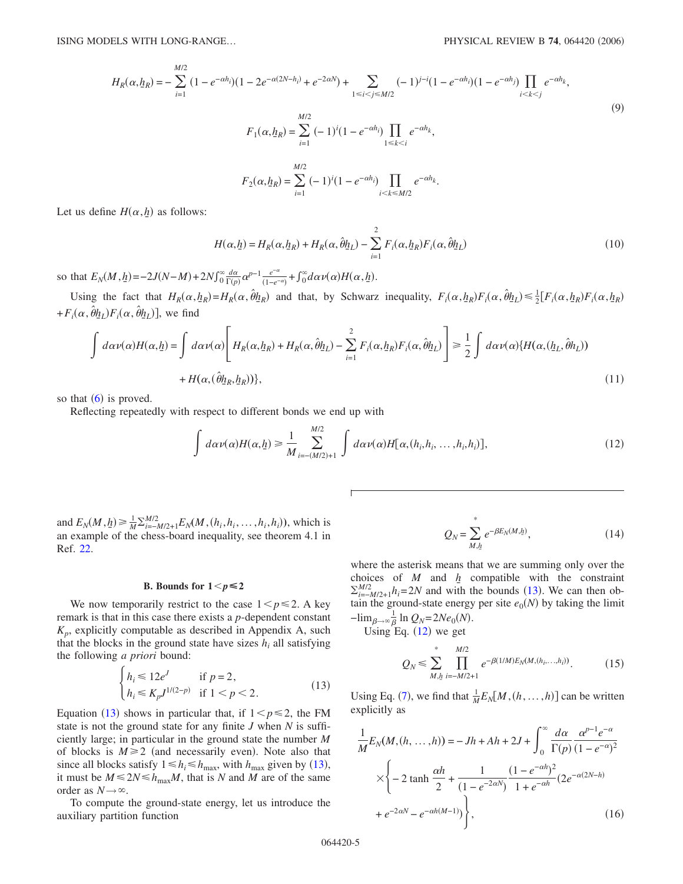$$
\begin{aligned}
H_R(\alpha,\underline{h}_R) &= -\sum_{i=1}^{M/2}(1-e^{-\alpha h_i})(1-2e^{-\alpha(2N-h_i)}+e^{-2\alpha N}) + \sum_{1\leqslant i<j\leqslant M/2}(-1)^{j-i}(1-e^{-\alpha h_i})(1-e^{-\alpha h_j})\prod_{i<k<j}e^{-\alpha h_k},\\
F_1(\alpha,\underline{h}_R) &= \sum_{i=1}^{M/2}(-1)^i(1-e^{-\alpha h_i})\prod_{1\leqslant k<i}e^{-\alpha h_k},\\
F_2(\alpha,\underline{h}_R) &= \sum_{i=1}^{M/2}(-1)^i(1-e^{-\alpha h_i})\prod_{i<k\leqslant M/2}e^{-\alpha h_k}.
\end{aligned}
\tag{9}
$$

Let us define $H(\alpha,\underline{h})$ as follows:

$$
H(\alpha,\underline{h}) = H_R(\alpha,\underline{h}_R) + H_R(\alpha,\hat{\theta}\underline{h}_L) - \sum_{i=1}^{2} F_i(\alpha,\underline{h}_R)F_i(\alpha,\hat{\theta}\underline{h}_L) \tag{10}
$$

so that $E_N(M,\underline{h}) = -2J(N-M) + 2N\int_0^\infty \frac{d\alpha}{\Gamma(p)}\alpha^{p-1}\frac{e^{-\alpha}}{(1-e^{-\alpha})} + \int_0^\infty d\alpha\nu(\alpha)H(\alpha,\underline{h})$.

Using the fact that $H_R(\alpha,\underline{h}_R) = H_R(\alpha,\hat{\theta}\underline{h}_R)$ and that, by Schwarz inequality, $F_i(\alpha,\underline{h}_R)F_i(\alpha,\hat{\theta}\underline{h}_L) \leqslant \frac{1}{2}[F_i(\alpha,\underline{h}_R)F_i(\alpha,\underline{h}_R) + F_i(\alpha,\hat{\theta}\underline{h}_L)F_i(\alpha,\hat{\theta}\underline{h}_L)]$, we find

$$
\begin{aligned}
\int d\alpha\nu(\alpha)H(\alpha,\underline{h}) &= \int d\alpha\nu(\alpha)\left[H_R(\alpha,\underline{h}_R) + H_R(\alpha,\hat{\theta}\underline{h}_L) - \sum_{i=1}^{2}F_i(\alpha,\underline{h}_R)F_i(\alpha,\hat{\theta}\underline{h}_L)\right] \geqslant \frac{1}{2}\int d\alpha\nu(\alpha)\{H(\alpha,(\underline{h}_L,\hat{\theta}\underline{h}_L))\\
&\quad + H(\alpha,(\hat{\theta}\underline{h}_R,\underline{h}_R))\},
\end{aligned}
\tag{11}
$$

so that (6) is proved.

Reflecting repeatedly with respect to different bonds we end up with

$$
\int d\alpha\nu(\alpha)H(\alpha,\underline{h}) \geqslant \frac{1}{M}\sum_{i=-(M/2)+1}^{M/2}\int d\alpha\nu(\alpha)H[\alpha,(h_i,h_i,\ldots,h_i,h_i)], \tag{12}
$$

and $E_N(M,\underline{h}) \geqslant \frac{1}{M}\sum_{i=-M/2+1}^{M/2}E_N(M,(h_i,h_i,\ldots,h_i,h_i))$, which is an example of the chess-board inequality, see theorem 4.1 in Ref. 22.

### B. Bounds for $1<p\leqslant 2$

We now temporarily restrict to the case $1<p\leqslant 2$. A key remark is that in this case there exists a $p$-dependent constant $K_p$, explicitly computable as described in Appendix A, such that the blocks in the ground state have sizes $h_i$ all satisfying the following *a priori* bound:

$$
\begin{cases}
h_i \leqslant 12e^J & \text{if } p=2,\\
h_i \leqslant K_p J^{1/(2-p)} & \text{if } 1<p<2.
\end{cases}
\tag{13}
$$

Equation (13) shows in particular that, if $1<p\leqslant 2$, the FM state is not the ground state for any finite $J$ when $N$ is sufficiently large; in particular in the ground state the number $M$ of blocks is $M\geqslant 2$ (and necessarily even). Note also that since all blocks satisfy $1\leqslant h_i\leqslant h_{\max}$, with $h_{\max}$ given by (13), it must be $M\leqslant 2N\leqslant h_{\max}M$, that is $N$ and $M$ are of the same order as $N\to\infty$.

To compute the ground-state energy, let us introduce the auxiliary partition function

$$
Q_N = \sum_{M,\underline{h}}^{*} e^{-\beta E_N(M,\underline{h})}, \tag{14}
$$

where the asterisk means that we are summing only over the choices of $M$ and $\underline{h}$ compatible with the constraint $\sum_{i=-M/2+1}^{M/2}h_i = 2N$ and with the bounds (13). We can then obtain the ground-state energy per site $e_0(N)$ by taking the limit $-\lim_{\beta\to\infty}\frac{1}{\beta}\ln Q_N = 2Ne_0(N)$.

Using Eq. (12) we get

$$
Q_N \leqslant \sum_{M,\underline{h}}^{*}\prod_{i=-M/2+1}^{M/2} e^{-\beta(1/M)E_N(M,(h_i,\ldots,h_i))}. \tag{15}
$$

Using Eq. (7), we find that $\frac{1}{M}E_N[M,(h,\ldots,h)]$ can be written explicitly as

$$
\begin{aligned}
\frac{1}{M}E_N(M,(h,\ldots,h)) &= -Jh + Ah + 2J + \int_0^\infty \frac{d\alpha}{\Gamma(p)}\frac{\alpha^{p-1}e^{-\alpha}}{(1-e^{-\alpha})^2}\\
&\quad\times\left\{-2\tanh\frac{\alpha h}{2} + \frac{1}{(1-e^{-2\alpha N})}\frac{(1-e^{-\alpha h})^2}{1+e^{-\alpha h}}(2e^{-\alpha(2N-h)}\right.\\
&\quad\left. + e^{-2\alpha N} - e^{-\alpha h(M-1)})\right\},
\end{aligned}
\tag{16}
$$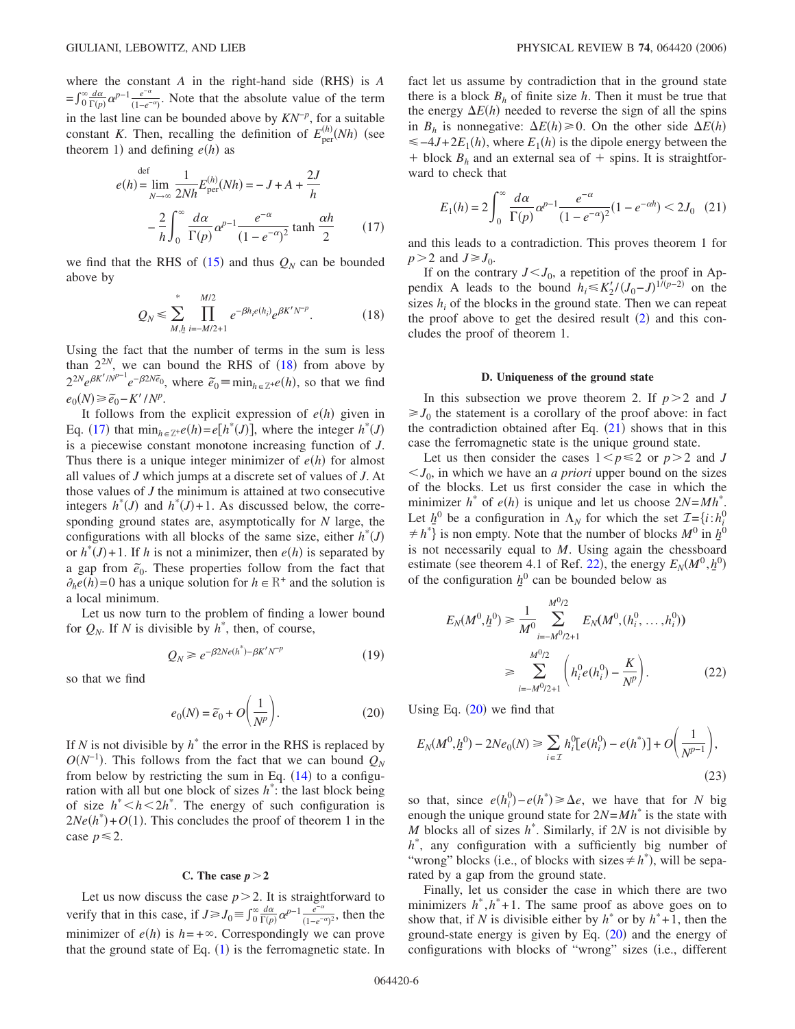where the constant $A$ in the right-hand side (RHS) is $A = \int_0^\infty \frac{d\alpha}{\Gamma(p)} \alpha^{p-1} \frac{e^{-\alpha}}{(1-e^{-\alpha})}$. Note that the absolute value of the term in the last line can be bounded above by $KN^{-p}$, for a suitable constant $K$. Then, recalling the definition of $E_{\rm per}^{(h)}(Nh)$ (see theorem 1) and defining $e(h)$ as

$$e(h) \stackrel{\rm def}{=} \lim_{N\to\infty} \frac{1}{2Nh} E_{\rm per}^{(h)}(Nh) = -J + A + \frac{2J}{h} - \frac{2}{h}\int_0^\infty \frac{d\alpha}{\Gamma(p)} \alpha^{p-1} \frac{e^{-\alpha}}{(1-e^{-\alpha})^2} \tanh\frac{\alpha h}{2} \tag{17}$$

we find that the RHS of (15) and thus $Q_N$ can be bounded above by

$$Q_N \leq \sum_{M,\underline{h}}^{*} \prod_{i=-M/2+1}^{M/2} e^{-\beta h_i e(h_i)} e^{\beta K' N^{-p}}. \tag{18}$$

Using the fact that the number of terms in the sum is less than $2^{2N}$, we can bound the RHS of (18) from above by $2^{2N} e^{\beta K'/N^{p-1}} e^{-\beta 2N \tilde{e}_0}$, where $\tilde{e}_0 \equiv \min_{h\in\mathbb{Z}^+} e(h)$, so that we find $e_0(N) \geq \tilde{e}_0 - K'/N^p$.

It follows from the explicit expression of $e(h)$ given in Eq. (17) that $\min_{h\in\mathbb{Z}^+} e(h) = e[h^*(J)]$, where the integer $h^*(J)$ is a piecewise constant monotone increasing function of $J$. Thus there is a unique integer minimizer of $e(h)$ for almost all values of $J$ which jumps at a discrete set of values of $J$. At those values of $J$ the minimum is attained at two consecutive integers $h^*(J)$ and $h^*(J)+1$. As discussed below, the corresponding ground states are, asymptotically for $N$ large, the configurations with all blocks of the same size, either $h^*(J)$ or $h^*(J)+1$. If $h$ is not a minimizer, then $e(h)$ is separated by a gap from $\tilde{e}_0$. These properties follow from the fact that $\partial_h e(h) = 0$ has a unique solution for $h \in \mathbb{R}^+$ and the solution is a local minimum.

Let us now turn to the problem of finding a lower bound for $Q_N$. If $N$ is divisible by $h^*$, then, of course,

$$Q_N \geq e^{-\beta 2N e(h^*) - \beta K' N^{-p}} \tag{19}$$

so that we find

$$e_0(N) = \tilde{e}_0 + O\left(\frac{1}{N^p}\right). \tag{20}$$

If $N$ is not divisible by $h^*$ the error in the RHS is replaced by $O(N^{-1})$. This follows from the fact that we can bound $Q_N$ from below by restricting the sum in Eq. (14) to a configuration with all but one block of sizes $h^*$: the last block being of size $h^* < h < 2h^*$. The energy of such configuration is $2Ne(h^*) + O(1)$. This concludes the proof of theorem 1 in the case $p \leq 2$.

### C. The case $p>2$

Let us now discuss the case $p>2$. It is straightforward to verify that in this case, if $J \geq J_0 \equiv \int_0^\infty \frac{d\alpha}{\Gamma(p)} \alpha^{p-1} \frac{e^{-\alpha}}{(1-e^{-\alpha})^2}$, then the minimizer of $e(h)$ is $h = +\infty$. Correspondingly we can prove that the ground state of Eq. (1) is the ferromagnetic state. In fact let us assume by contradiction that in the ground state there is a block $B_h$ of finite size $h$. Then it must be true that the energy $\Delta E(h)$ needed to reverse the sign of all the spins in $B_h$ is nonnegative: $\Delta E(h) \geq 0$. On the other side $\Delta E(h) \leq -4J + 2E_1(h)$, where $E_1(h)$ is the dipole energy between the + block $B_h$ and an external sea of + spins. It is straightforward to check that

$$E_1(h) = 2\int_0^\infty \frac{d\alpha}{\Gamma(p)} \alpha^{p-1} \frac{e^{-\alpha}}{(1-e^{-\alpha})^2}(1-e^{-\alpha h}) < 2J_0 \tag{21}$$

and this leads to a contradiction. This proves theorem 1 for $p>2$ and $J \geq J_0$.

If on the contrary $J < J_0$, a repetition of the proof in Appendix A leads to the bound $h_i \leq K_2'/(J_0 - J)^{1/(p-2)}$ on the sizes $h_i$ of the blocks in the ground state. Then we can repeat the proof above to get the desired result (2) and this concludes the proof of theorem 1.

### D. Uniqueness of the ground state

In this subsection we prove theorem 2. If $p>2$ and $J \geq J_0$ the statement is a corollary of the proof above: in fact the contradiction obtained after Eq. (21) shows that in this case the ferromagnetic state is the unique ground state.

Let us then consider the cases $1 < p \leq 2$ or $p > 2$ and $J < J_0$, in which we have an *a priori* upper bound on the sizes of the blocks. Let us first consider the case in which the minimizer $h^*$ of $e(h)$ is unique and let us choose $2N = Mh^*$. Let $\underline{h}^0$ be a configuration in $\Lambda_N$ for which the set $\mathcal{I} = \{i : h_i^0 \neq h^*\}$ is non empty. Note that the number of blocks $M^0$ in $\underline{h}^0$ is not necessarily equal to $M$. Using again the chessboard estimate (see theorem 4.1 of Ref. 22), the energy $E_N(M^0, \underline{h}^0)$ of the configuration $\underline{h}^0$ can be bounded below as

$$E_N(M^0, \underline{h}^0) \geq \frac{1}{M^0} \sum_{i=-M^0/2+1}^{M^0/2} E_N(M^0, (h_i^0, \ldots, h_i^0)) \geq \sum_{i=-M^0/2+1}^{M^0/2} \left( h_i^0 e(h_i^0) - \frac{K}{N^p} \right). \tag{22}$$

Using Eq. (20) we find that

$$E_N(M^0, \underline{h}^0) - 2Ne_0(N) \geq \sum_{i\in\mathcal{I}} h_i^0 [e(h_i^0) - e(h^*)] + O\left(\frac{1}{N^{p-1}}\right), \tag{23}$$

so that, since $e(h_i^0) - e(h^*) \geq \Delta e$, we have that for $N$ big enough the unique ground state for $2N = Mh^*$ is the state with $M$ blocks all of sizes $h^*$. Similarly, if $2N$ is not divisible by $h^*$, any configuration with a sufficiently big number of "wrong" blocks (i.e., of blocks with sizes $\neq h^*$), will be separated by a gap from the ground state.

Finally, let us consider the case in which there are two minimizers $h^*, h^*+1$. The same proof as above goes on to show that, if $N$ is divisible either by $h^*$ or by $h^*+1$, then the ground-state energy is given by Eq. (20) and the energy of configurations with blocks of "wrong" sizes (i.e., different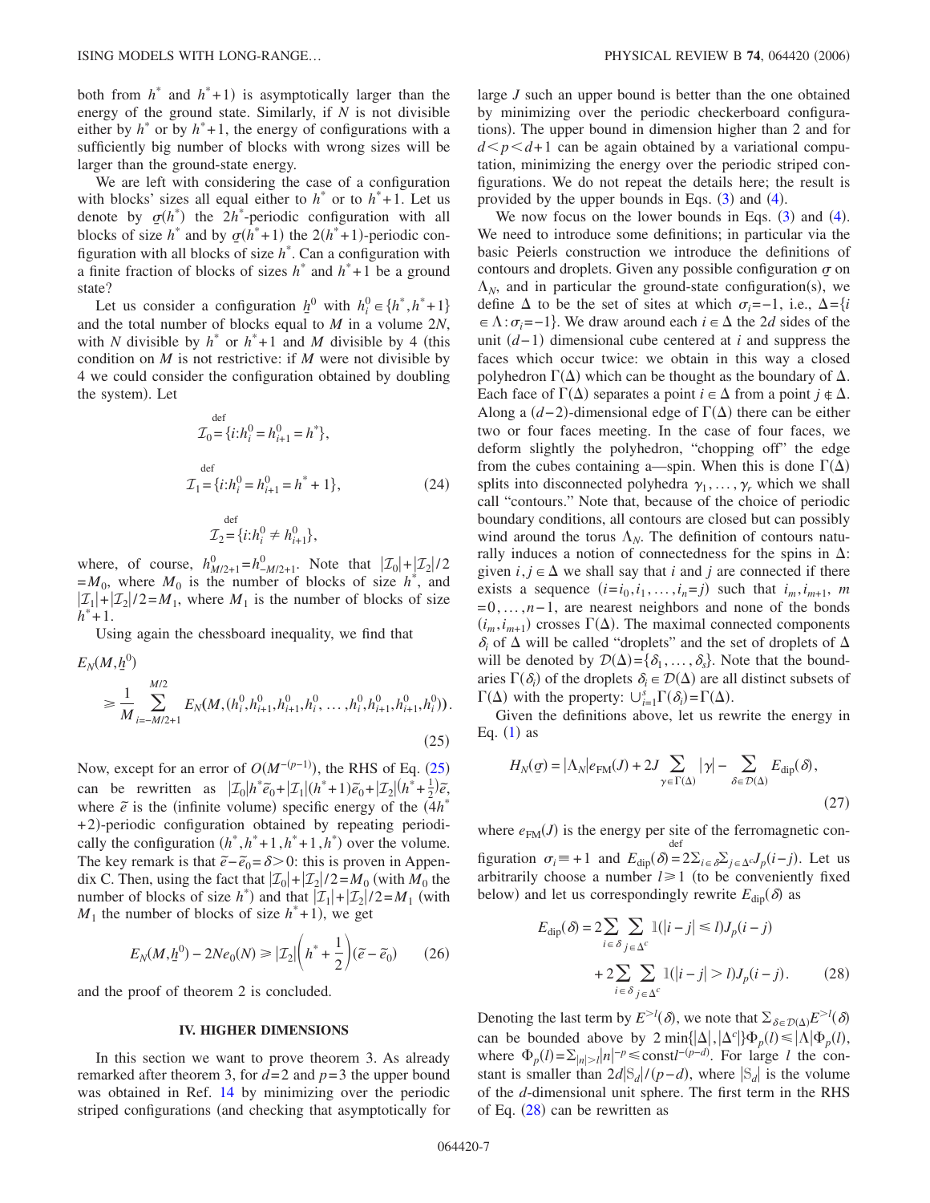both from $h^*$ and $h^*+1$) is asymptotically larger than the energy of the ground state. Similarly, if $N$ is not divisible either by $h^*$ or by $h^*+1$, the energy of configurations with a sufficiently big number of blocks with wrong sizes will be larger than the ground-state energy.

We are left with considering the case of a configuration with blocks' sizes all equal either to $h^*$ or to $h^*+1$. Let us denote by $\underline{\sigma}(h^*)$ the $2h^*$-periodic configuration with all blocks of size $h^*$ and by $\underline{\sigma}(h^*+1)$ the $2(h^*+1)$-periodic configuration with all blocks of size $h^*$. Can a configuration with a finite fraction of blocks of sizes $h^*$ and $h^*+1$ be a ground state?

Let us consider a configuration $\underline{h}^0$ with $h_i^0 \in \{h^*, h^*+1\}$ and the total number of blocks equal to $M$ in a volume $2N$, with $N$ divisible by $h^*$ or $h^*+1$ and $M$ divisible by 4 (this condition on $M$ is not restrictive: if $M$ were not divisible by 4 we could consider the configuration obtained by doubling the system). Let

$$\mathcal{I}_0 \overset{\text{def}}{=} \{i : h_i^0 = h_{i+1}^0 = h^*\},$$

$$\mathcal{I}_1 \overset{\text{def}}{=} \{i : h_i^0 = h_{i+1}^0 = h^*+1\}, \tag{24}$$

$$\mathcal{I}_2 \overset{\text{def}}{=} \{i : h_i^0 \neq h_{i+1}^0\},$$

where, of course, $h^0_{M/2+1} = h^0_{-M/2+1}$. Note that $|\mathcal{I}_0| + |\mathcal{I}_2|/2 = M_0$, where $M_0$ is the number of blocks of size $h^*$, and $|\mathcal{I}_1| + |\mathcal{I}_2|/2 = M_1$, where $M_1$ is the number of blocks of size $h^*+1$.

Using again the chessboard inequality, we find that

$$E_N(M, \underline{h}^0) \geq \frac{1}{M} \sum_{i=-M/2+1}^{M/2} E_N(M, (h_i^0, h_i^0, h_{i+1}^0, h_i^0, \ldots, h_i^0, h_{i+1}^0, h_{i+1}^0, h_i^0)). \tag{25}$$

Now, except for an error of $O(M^{-(p-1)})$, the RHS of Eq. (25) can be rewritten as $|\mathcal{I}_0| h^* \tilde{e}_0 + |\mathcal{I}_1|(h^*+1)\tilde{e}_0 + |\mathcal{I}_2|(h^*+\frac{1}{2})\tilde{e}$, where $\tilde{e}$ is the (infinite volume) specific energy of the $(4h^*+2)$-periodic configuration obtained by repeating periodically the configuration $(h^*, h^*+1, h^*+1, h^*)$ over the volume. The key remark is that $\tilde{e} - \tilde{e}_0 = \delta > 0$: this is proven in Appendix C. Then, using the fact that $|\mathcal{I}_0| + |\mathcal{I}_2|/2 = M_0$ (with $M_0$ the number of blocks of size $h^*$) and that $|\mathcal{I}_1| + |\mathcal{I}_2|/2 = M_1$ (with $M_1$ the number of blocks of size $h^*+1$), we get

$$E_N(M, \underline{h}^0) - 2Ne_0(N) \geq |\mathcal{I}_2| \left( h^* + \frac{1}{2} \right) (\tilde{e} - \tilde{e}_0) \tag{26}$$

and the proof of theorem 2 is concluded.

## IV. HIGHER DIMENSIONS

In this section we want to prove theorem 3. As already remarked after theorem 3, for $d=2$ and $p=3$ the upper bound was obtained in Ref. 14 by minimizing over the periodic striped configurations (and checking that asymptotically for large $J$ such an upper bound is better than the one obtained by minimizing over the periodic checkerboard configurations). The upper bound in dimension higher than 2 and for $d < p < d+1$ can be again obtained by a variational computation, minimizing the energy over the periodic striped configurations. We do not repeat the details here; the result is provided by the upper bounds in Eqs. (3) and (4).

We now focus on the lower bounds in Eqs. (3) and (4). We need to introduce some definitions; in particular via the basic Peierls construction we introduce the definitions of contours and droplets. Given any possible configuration $\underline{\sigma}$ on $\Lambda_N$, and in particular the ground-state configuration(s), we define $\Delta$ to be the set of sites at which $\sigma_i = -1$, i.e., $\Delta = \{i \in \Lambda : \sigma_i = -1\}$. We draw around each $i \in \Delta$ the $2d$ sides of the unit $(d-1)$ dimensional cube centered at $i$ and suppress the faces which occur twice: we obtain in this way a closed polyhedron $\Gamma(\Delta)$ which can be thought as the boundary of $\Delta$. Each face of $\Gamma(\Delta)$ separates a point $i \in \Delta$ from a point $j \notin \Delta$. Along a $(d-2)$-dimensional edge of $\Gamma(\Delta)$ there can be either two or four faces meeting. In the case of four faces, we deform slightly the polyhedron, "chopping off" the edge from the cubes containing a—spin. When this is done $\Gamma(\Delta)$ splits into disconnected polyhedra $\gamma_1, \ldots, \gamma_r$ which we shall call "contours." Note that, because of the choice of periodic boundary conditions, all contours are closed but can possibly wind around the torus $\Lambda_N$. The definition of contours naturally induces a notion of connectedness for the spins in $\Delta$: given $i, j \in \Delta$ we shall say that $i$ and $j$ are connected if there exists a sequence $(i = i_0, i_1, \ldots, i_n = j)$ such that $i_m, i_{m+1}$, $m = 0, \ldots, n-1$, are nearest neighbors and none of the bonds $(i_m, i_{m+1})$ crosses $\Gamma(\Delta)$. The maximal connected components $\delta_i$ of $\Delta$ will be called "droplets" and the set of droplets of $\Delta$ will be denoted by $\mathcal{D}(\Delta) = \{\delta_1, \ldots, \delta_s\}$. Note that the boundaries $\Gamma(\delta_i)$ of the droplets $\delta_i \in \mathcal{D}(\Delta)$ are all distinct subsets of $\Gamma(\Delta)$ with the property: $\cup_{i=1}^s \Gamma(\delta_i) = \Gamma(\Delta)$.

Given the definitions above, let us rewrite the energy in Eq. (1) as

$$H_N(\underline{\sigma}) = |\Lambda_N| e_{\text{FM}}(J) + 2J \sum_{\gamma \in \Gamma(\Delta)} |\gamma| - \sum_{\delta \in \mathcal{D}(\Delta)} E_{\text{dip}}(\delta), \tag{27}$$

where $e_{\text{FM}}(J)$ is the energy per site of the ferromagnetic configuration $\sigma_i \equiv +1$ and $E_{\text{dip}}(\delta) \overset{\text{def}}{=} 2\sum_{i \in \delta} \sum_{j \in \Delta^c} J_p(i-j)$. Let us arbitrarily choose a number $l \geq 1$ (to be conveniently fixed below) and let us correspondingly rewrite $E_{\text{dip}}(\delta)$ as

$$E_{\text{dip}}(\delta) = 2\sum_{i \in \delta} \sum_{j \in \Delta^c} \mathbb{1}(|i-j| \leq l) J_p(i-j) + 2\sum_{i \in \delta} \sum_{j \in \Delta^c} \mathbb{1}(|i-j| > l) J_p(i-j). \tag{28}$$

Denoting the last term by $E^{>l}(\delta)$, we note that $\sum_{\delta \in \mathcal{D}(\Delta)} E^{>l}(\delta)$ can be bounded above by $2\min\{|\Delta|, |\Delta^c|\} \Phi_p(l) \leq |\Lambda| \Phi_p(l)$, where $\Phi_p(l) = \sum_{|n|>l} |n|^{-p} \leq \text{const}\, l^{-(p-d)}$. For large $l$ the constant is smaller than $2d|\mathbb{S}_d|/(p-d)$, where $|\mathbb{S}_d|$ is the volume of the $d$-dimensional unit sphere. The first term in the RHS of Eq. (28) can be rewritten as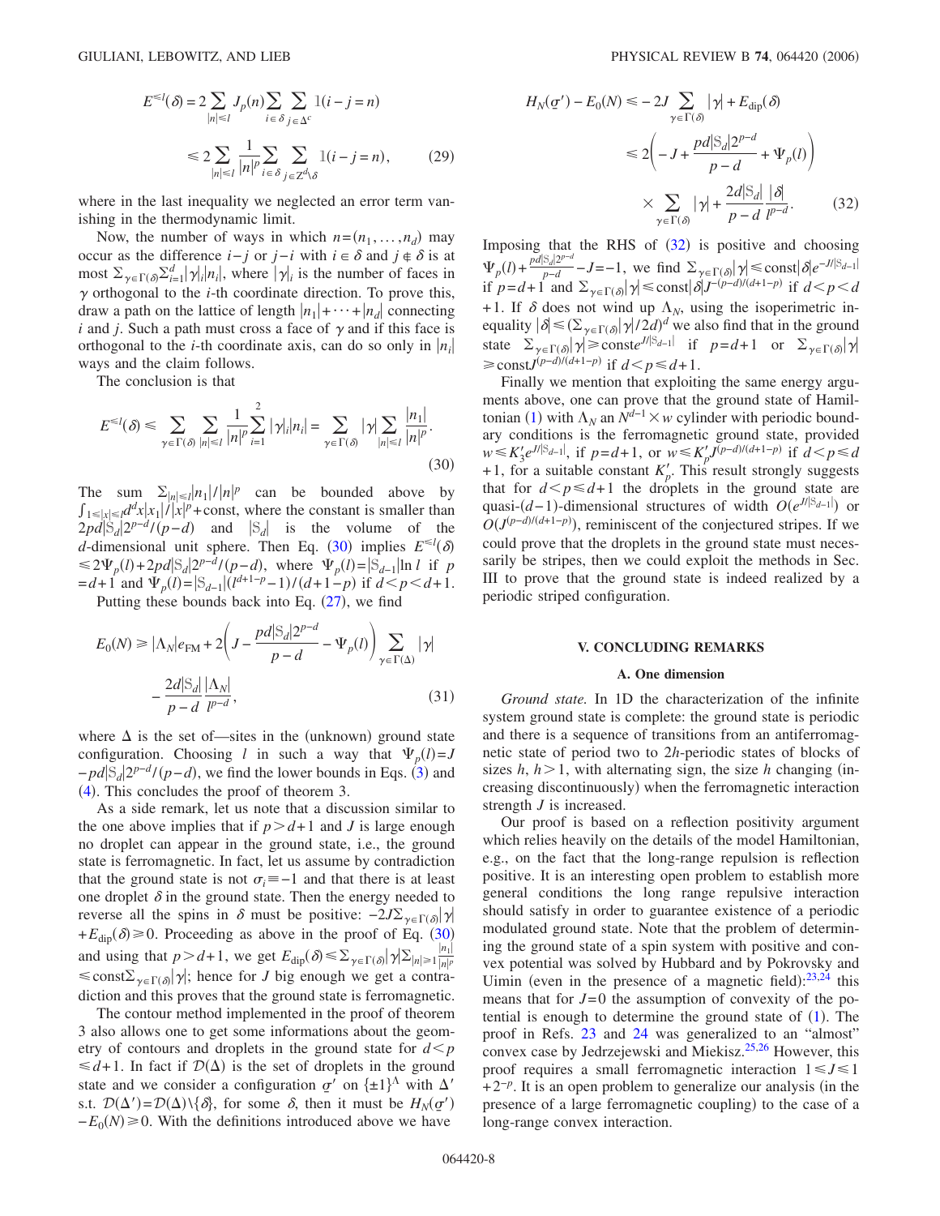$$E^{\le l}(\delta) = 2\sum_{|n|\le l} J_p(n) \sum_{i\in\delta}\sum_{j\in\Delta^c} \mathbb{1}(i-j=n)$$

$$\le 2\sum_{|n|\le l} \frac{1}{|n|^p} \sum_{i\in\delta}\sum_{j\in\mathbb{Z}^d\setminus\delta} \mathbb{1}(i-j=n), \qquad (29)$$

where in the last inequality we neglected an error term vanishing in the thermodynamic limit.

Now, the number of ways in which $n=(n_1,\ldots,n_d)$ may occur as the difference $i-j$ or $j-i$ with $i\in\delta$ and $j\notin\delta$ is at most $\sum_{\gamma\in\Gamma(\delta)}\sum_{i=1}^d |\gamma|_i |n_i|$, where $|\gamma|_i$ is the number of faces in $\gamma$ orthogonal to the $i$-th coordinate direction. To prove this, draw a path on the lattice of length $|n_1|+\cdots+|n_d|$ connecting $i$ and $j$. Such a path must cross a face of $\gamma$ and if this face is orthogonal to the $i$-th coordinate axis, can do so only in $|n_i|$ ways and the claim follows.

The conclusion is that

$$E^{\le l}(\delta) \le \sum_{\gamma\in\Gamma(\delta)} \sum_{|n|\le l} \frac{1}{|n|^p} \sum_{i=1}^{2} |\gamma|_i |n_i| = \sum_{\gamma\in\Gamma(\delta)} |\gamma| \sum_{|n|\le l} \frac{|n_1|}{|n|^p}. \qquad (30)$$

The sum $\sum_{|n|\le l}|n_1|/|n|^p$ can be bounded above by $\int_{1\le|x|\le l} d^d x |x_1|/|x|^p + \text{const}$, where the constant is smaller than $2pd|\mathbb{S}_d|2^{p-d}/(p-d)$ and $|\mathbb{S}_d|$ is the volume of the $d$-dimensional unit sphere. Then Eq. (30) implies $E^{\le l}(\delta) \le 2\Psi_p(l) + 2pd|\mathbb{S}_d|2^{p-d}/(p-d)$, where $\Psi_p(l)=|\mathbb{S}_{d-1}|\ln l$ if $p=d+1$ and $\Psi_p(l)=|\mathbb{S}_{d-1}|(l^{d+1-p}-1)/(d+1-p)$ if $d<p<d+1$.

Putting these bounds back into Eq. (27), we find

$$E_0(N) \ge |\Lambda_N| e_{\text{FM}} + 2\left(J - \frac{pd|\mathbb{S}_d|2^{p-d}}{p-d} - \Psi_p(l)\right) \sum_{\gamma\in\Gamma(\Delta)} |\gamma| - \frac{2d|\mathbb{S}_d|}{p-d} \frac{|\Lambda_N|}{l^{p-d}}, \qquad (31)$$

where $\Delta$ is the set of—sites in the (unknown) ground state configuration. Choosing $l$ in such a way that $\Psi_p(l)=J-pd|\mathbb{S}_d|2^{p-d}/(p-d)$, we find the lower bounds in Eqs. (3) and (4). This concludes the proof of theorem 3.

As a side remark, let us note that a discussion similar to the one above implies that if $p>d+1$ and $J$ is large enough no droplet can appear in the ground state, i.e., the ground state is ferromagnetic. In fact, let us assume by contradiction that the ground state is not $\sigma_i \equiv -1$ and that there is at least one droplet $\delta$ in the ground state. Then the energy needed to reverse all the spins in $\delta$ must be positive: $-2J\sum_{\gamma\in\Gamma(\delta)}|\gamma| + E_{\text{dip}}(\delta) \ge 0$. Proceeding as above in the proof of Eq. (30) and using that $p>d+1$, we get $E_{\text{dip}}(\delta) \le \sum_{\gamma\in\Gamma(\delta)}|\gamma|\sum_{|n|\ge 1}\frac{|n_1|}{|n|^p} \le \text{const}\sum_{\gamma\in\Gamma(\delta)}|\gamma|$; hence for $J$ big enough we get a contradiction and this proves that the ground state is ferromagnetic.

The contour method implemented in the proof of theorem 3 also allows one to get some informations about the geometry of contours and droplets in the ground state for $d<p\le d+1$. In fact if $\mathcal{D}(\Delta)$ is the set of droplets in the ground state and we consider a configuration $\underline{\sigma}'$ on $\{\pm 1\}^\Lambda$ with $\Delta'$ s.t. $\mathcal{D}(\Delta')=\mathcal{D}(\Delta)\setminus\{\delta\}$, for some $\delta$, then it must be $H_N(\underline{\sigma}')-E_0(N)\ge 0$. With the definitions introduced above we have

$$H_N(\underline{\sigma}') - E_0(N) \le -2J\sum_{\gamma\in\Gamma(\delta)}|\gamma| + E_{\text{dip}}(\delta)$$

$$\le 2\left(-J + \frac{pd|\mathbb{S}_d|2^{p-d}}{p-d} + \Psi_p(l)\right) \times \sum_{\gamma\in\Gamma(\delta)}|\gamma| + \frac{2d|\mathbb{S}_d|}{p-d}\frac{|\delta|}{l^{p-d}}. \qquad (32)$$

Imposing that the RHS of (32) is positive and choosing $\Psi_p(l)+\frac{pd|\mathbb{S}_d|2^{p-d}}{p-d}-J=-1$, we find $\sum_{\gamma\in\Gamma(\delta)}|\gamma| \le \text{const}|\delta|e^{-J/|\mathbb{S}_{d-1}|}$ if $p=d+1$ and $\sum_{\gamma\in\Gamma(\delta)}|\gamma|\le\text{const}|\delta|J^{-(p-d)/(d+1-p)}$ if $d<p<d+1$. If $\delta$ does not wind up $\Lambda_N$, using the isoperimetric inequality $|\delta|\le(\sum_{\gamma\in\Gamma(\delta)}|\gamma|/2d)^d$ we also find that in the ground state $\sum_{\gamma\in\Gamma(\delta)}|\gamma|\ge\text{const}e^{J/|\mathbb{S}_{d-1}|}$ if $p=d+1$ or $\sum_{\gamma\in\Gamma(\delta)}|\gamma| \ge \text{const}J^{(p-d)/(d+1-p)}$ if $d<p\le d+1$.

Finally we mention that exploiting the same energy arguments above, one can prove that the ground state of Hamiltonian (1) with $\Lambda_N$ an $N^{d-1}\times w$ cylinder with periodic boundary conditions is the ferromagnetic ground state, provided $w\le K_3' e^{J/|\mathbb{S}_{d-1}|}$, if $p=d+1$, or $w\le K_p' J^{(p-d)/(d+1-p)}$ if $d<p\le d+1$, for a suitable constant $K_p'$. This result strongly suggests that for $d<p\le d+1$ the droplets in the ground state are quasi-$(d-1)$-dimensional structures of width $O(e^{J/|\mathbb{S}_{d-1}|})$ or $O(J^{(p-d)/(d+1-p)})$, reminiscent of the conjectured stripes. If we could prove that the droplets in the ground state must necessarily be stripes, then we could exploit the methods in Sec. III to prove that the ground state is indeed realized by a periodic striped configuration.

## V. CONCLUDING REMARKS

### A. One dimension

*Ground state.* In 1D the characterization of the infinite system ground state is complete: the ground state is periodic and there is a sequence of transitions from an antiferromagnetic state of period two to $2h$-periodic states of blocks of sizes $h$, $h>1$, with alternating sign, the size $h$ changing (increasing discontinuously) when the ferromagnetic interaction strength $J$ is increased.

Our proof is based on a reflection positivity argument which relies heavily on the details of the model Hamiltonian, e.g., on the fact that the long-range repulsion is reflection positive. It is an interesting open problem to establish more general conditions the long range repulsive interaction should satisfy in order to guarantee existence of a periodic modulated ground state. Note that the problem of determining the ground state of a spin system with positive and convex potential was solved by Hubbard and by Pokrovsky and Uimin (even in the presence of a magnetic field):[23,24] this means that for $J=0$ the assumption of convexity of the potential is enough to determine the ground state of (1). The proof in Refs. 23 and 24 was generalized to an "almost" convex case by Jedrzejewski and Miekisz.[25,26] However, this proof requires a small ferromagnetic interaction $1\le J\le 1+2^{-p}$. It is an open problem to generalize our analysis (in the presence of a large ferromagnetic coupling) to the case of a long-range convex interaction.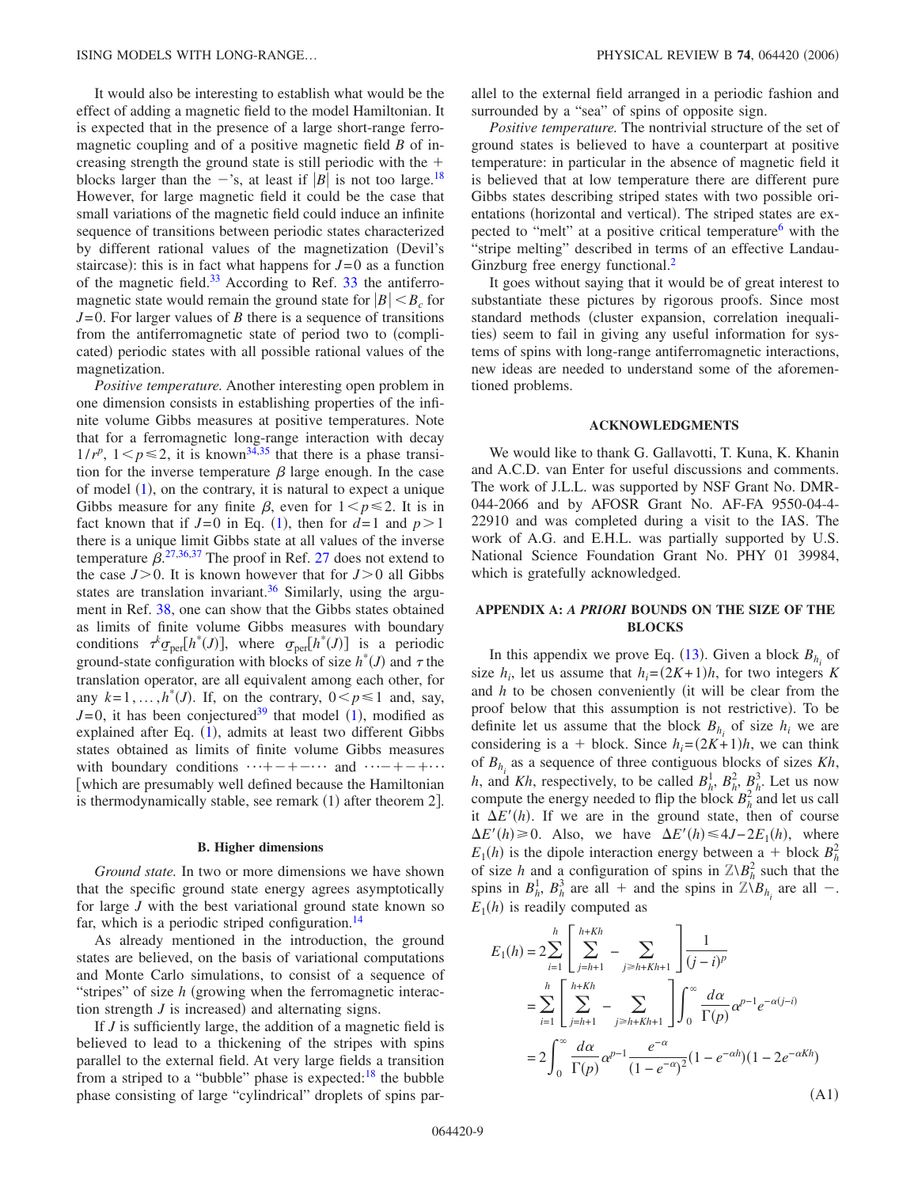It would also be interesting to establish what would be the effect of adding a magnetic field to the model Hamiltonian. It is expected that in the presence of a large short-range ferromagnetic coupling and of a positive magnetic field $B$ of increasing strength the ground state is still periodic with the $+$ blocks larger than the $-$'s, at least if $|B|$ is not too large.[18] However, for large magnetic field it could be the case that small variations of the magnetic field could induce an infinite sequence of transitions between periodic states characterized by different rational values of the magnetization (Devil's staircase): this is in fact what happens for $J=0$ as a function of the magnetic field.[33] According to Ref. 33 the antiferromagnetic state would remain the ground state for $|B|<B_c$ for $J=0$. For larger values of $B$ there is a sequence of transitions from the antiferromagnetic state of period two to (complicated) periodic states with all possible rational values of the magnetization.

*Positive temperature.* Another interesting open problem in one dimension consists in establishing properties of the infinite volume Gibbs measures at positive temperatures. Note that for a ferromagnetic long-range interaction with decay $1/r^p$, $1<p\leq 2$, it is known[34,35] that there is a phase transition for the inverse temperature $\beta$ large enough. In the case of model (1), on the contrary, it is natural to expect a unique Gibbs measure for any finite $\beta$, even for $1<p\leq 2$. It is in fact known that if $J=0$ in Eq. (1), then for $d=1$ and $p>1$ there is a unique limit Gibbs state at all values of the inverse temperature $\beta$.[27,36,37] The proof in Ref. 27 does not extend to the case $J>0$. It is known however that for $J>0$ all Gibbs states are translation invariant.[36] Similarly, using the argument in Ref. 38, one can show that the Gibbs states obtained as limits of finite volume Gibbs measures with boundary conditions $\tau^k\underline{\sigma}_{\text{per}}[h^*(J)]$, where $\underline{\sigma}_{\text{per}}[h^*(J)]$ is a periodic ground-state configuration with blocks of size $h^*(J)$ and $\tau$ the translation operator, are all equivalent among each other, for any $k=1,\ldots,h^*(J)$. If, on the contrary, $0<p\leq 1$ and, say, $J=0$, it has been conjectured[39] that model (1), modified as explained after Eq. (1), admits at least two different Gibbs states obtained as limits of finite volume Gibbs measures with boundary conditions $\cdots+-+-\cdots$ and $\cdots-+-+\cdots$ [which are presumably well defined because the Hamiltonian is thermodynamically stable, see remark (1) after theorem 2].

### B. Higher dimensions

*Ground state.* In two or more dimensions we have shown that the specific ground state energy agrees asymptotically for large $J$ with the best variational ground state known so far, which is a periodic striped configuration.[14]

As already mentioned in the introduction, the ground states are believed, on the basis of variational computations and Monte Carlo simulations, to consist of a sequence of "stripes" of size $h$ (growing when the ferromagnetic interaction strength $J$ is increased) and alternating signs.

If $J$ is sufficiently large, the addition of a magnetic field is believed to lead to a thickening of the stripes with spins parallel to the external field. At very large fields a transition from a striped to a "bubble" phase is expected:[18] the bubble phase consisting of large "cylindrical" droplets of spins parallel to the external field arranged in a periodic fashion and surrounded by a "sea" of spins of opposite sign.

*Positive temperature.* The nontrivial structure of the set of ground states is believed to have a counterpart at positive temperature: in particular in the absence of magnetic field it is believed that at low temperature there are different pure Gibbs states describing striped states with two possible orientations (horizontal and vertical). The striped states are expected to "melt" at a positive critical temperature[6] with the "stripe melting" described in terms of an effective Landau-Ginzburg free energy functional.[2]

It goes without saying that it would be of great interest to substantiate these pictures by rigorous proofs. Since most standard methods (cluster expansion, correlation inequalities) seem to fail in giving any useful information for systems of spins with long-range antiferromagnetic interactions, new ideas are needed to understand some of the aforementioned problems.

## ACKNOWLEDGMENTS

We would like to thank G. Gallavotti, T. Kuna, K. Khanin and A.C.D. van Enter for useful discussions and comments. The work of J.L.L. was supported by NSF Grant No. DMR-044-2066 and by AFOSR Grant No. AF-FA 9550-04-4-22910 and was completed during a visit to the IAS. The work of A.G. and E.H.L. was partially supported by U.S. National Science Foundation Grant No. PHY 01 39984, which is gratefully acknowledged.

## APPENDIX A: *A PRIORI* BOUNDS ON THE SIZE OF THE BLOCKS

In this appendix we prove Eq. (13). Given a block $B_{h_i}$ of size $h_i$, let us assume that $h_i=(2K+1)h$, for two integers $K$ and $h$ to be chosen conveniently (it will be clear from the proof below that this assumption is not restrictive). To be definite let us assume that the block $B_{h_i}$ of size $h_i$ we are considering is a $+$ block. Since $h_i=(2K+1)h$, we can think of $B_{h_i}$ as a sequence of three contiguous blocks of sizes $Kh$, $h$, and $Kh$, respectively, to be called $B_h^1$, $B_h^2$, $B_h^3$. Let us now compute the energy needed to flip the block $B_h^2$ and let us call it $\Delta E'(h)$. If we are in the ground state, then of course $\Delta E'(h)\geq 0$. Also, we have $\Delta E'(h)\leq 4J-2E_1(h)$, where $E_1(h)$ is the dipole interaction energy between a $+$ block $B_h^2$ of size $h$ and a configuration of spins in $\mathbb{Z}\backslash B_h^2$ such that the spins in $B_h^1$, $B_h^3$ are all $+$ and the spins in $\mathbb{Z}\backslash B_{h_i}$ are all $-$. $E_1(h)$ is readily computed as

$$
\begin{aligned}
E_1(h) &= 2\sum_{i=1}^{h}\left[\sum_{j=h+1}^{h+Kh} - \sum_{j\geq h+Kh+1}\right]\frac{1}{(j-i)^p} \\
&= \sum_{i=1}^{h}\left[\sum_{j=h+1}^{h+Kh} - \sum_{j\geq h+Kh+1}\right]\int_0^\infty \frac{d\alpha}{\Gamma(p)}\alpha^{p-1}e^{-\alpha(j-i)} \\
&= 2\int_0^\infty \frac{d\alpha}{\Gamma(p)}\alpha^{p-1}\frac{e^{-\alpha}}{(1-e^{-\alpha})^2}(1-e^{-\alpha h})(1-2e^{-\alpha Kh})
\end{aligned}
\tag{A1}
$$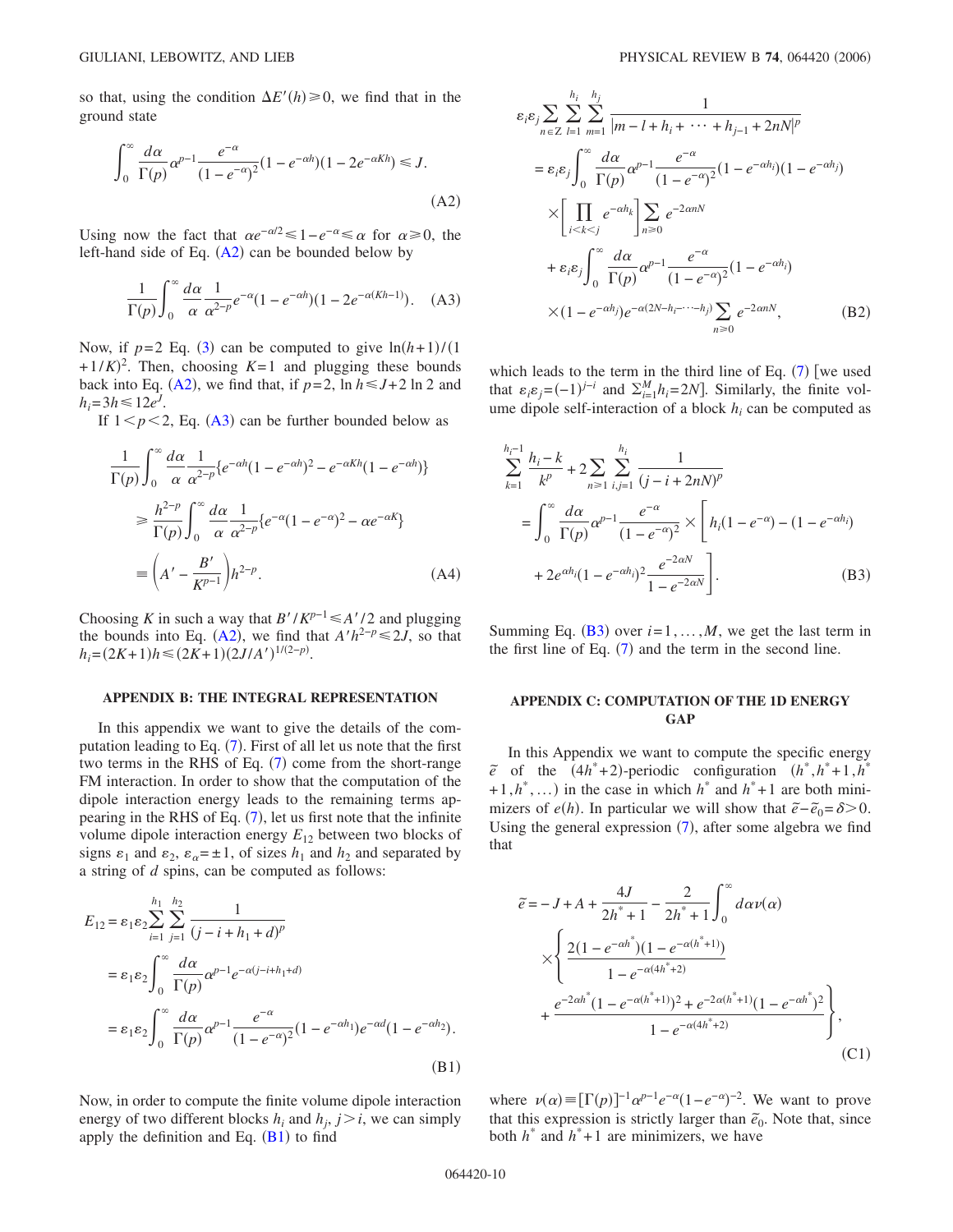so that, using the condition $\Delta E'(h) \geq 0$, we find that in the ground state

$$\int_0^\infty \frac{d\alpha}{\Gamma(p)} \alpha^{p-1} \frac{e^{-\alpha}}{(1-e^{-\alpha})^2}(1-e^{-\alpha h})(1-2e^{-\alpha K h}) \leq J. \tag{A2}$$

Using now the fact that $\alpha e^{-\alpha/2} \leq 1-e^{-\alpha} \leq \alpha$ for $\alpha \geq 0$, the left-hand side of Eq. (A2) can be bounded below by

$$\frac{1}{\Gamma(p)} \int_0^\infty \frac{d\alpha}{\alpha} \frac{1}{\alpha^{2-p}} e^{-\alpha}(1-e^{-\alpha h})(1-2e^{-\alpha(Kh-1)}). \tag{A3}$$

Now, if $p=2$ Eq. (3) can be computed to give $\ln(h+1)/(1+1/K)^2$. Then, choosing $K=1$ and plugging these bounds back into Eq. (A2), we find that, if $p=2$, $\ln h \leq J+2\ln 2$ and $h_i = 3h \leq 12e^J$.

If $1<p<2$, Eq. (A3) can be further bounded below as

$$\begin{aligned}
&\frac{1}{\Gamma(p)} \int_0^\infty \frac{d\alpha}{\alpha} \frac{1}{\alpha^{2-p}} \{e^{-\alpha h}(1-e^{-\alpha h})^2 - e^{-\alpha K h}(1-e^{-\alpha h})\} \\
&\quad \geq \frac{h^{2-p}}{\Gamma(p)} \int_0^\infty \frac{d\alpha}{\alpha} \frac{1}{\alpha^{2-p}} \{e^{-\alpha}(1-e^{-\alpha})^2 - \alpha e^{-\alpha K}\} \\
&\quad \equiv \left(A' - \frac{B'}{K^{p-1}}\right) h^{2-p}.
\end{aligned} \tag{A4}$$

Choosing $K$ in such a way that $B'/K^{p-1} \leq A'/2$ and plugging the bounds into Eq. (A2), we find that $A' h^{2-p} \leq 2J$, so that $h_i = (2K+1)h \leq (2K+1)(2J/A')^{1/(2-p)}$.

## APPENDIX B: THE INTEGRAL REPRESENTATION

In this appendix we want to give the details of the computation leading to Eq. (7). First of all let us note that the first two terms in the RHS of Eq. (7) come from the short-range FM interaction. In order to show that the computation of the dipole interaction energy leads to the remaining terms appearing in the RHS of Eq. (7), let us first note that the infinite volume dipole interaction energy $E_{12}$ between two blocks of signs $\varepsilon_1$ and $\varepsilon_2$, $\varepsilon_\alpha = \pm 1$, of sizes $h_1$ and $h_2$ and separated by a string of $d$ spins, can be computed as follows:

$$\begin{aligned}
E_{12} &= \varepsilon_1 \varepsilon_2 \sum_{i=1}^{h_1} \sum_{j=1}^{h_2} \frac{1}{(j-i+h_1+d)^p} \\
&= \varepsilon_1 \varepsilon_2 \int_0^\infty \frac{d\alpha}{\Gamma(p)} \alpha^{p-1} e^{-\alpha(j-i+h_1+d)} \\
&= \varepsilon_1 \varepsilon_2 \int_0^\infty \frac{d\alpha}{\Gamma(p)} \alpha^{p-1} \frac{e^{-\alpha}}{(1-e^{-\alpha})^2}(1-e^{-\alpha h_1}) e^{-\alpha d}(1-e^{-\alpha h_2}).
\end{aligned} \tag{B1}$$

Now, in order to compute the finite volume dipole interaction energy of two different blocks $h_i$ and $h_j$, $j>i$, we can simply apply the definition and Eq. (B1) to find

$$\begin{aligned}
&\varepsilon_i \varepsilon_j \sum_{n\in\mathbb{Z}} \sum_{l=1}^{h_i} \sum_{m=1}^{h_j} \frac{1}{|m-l+h_i+\cdots+h_{j-1}+2nN|^p} \\
&= \varepsilon_i \varepsilon_j \int_0^\infty \frac{d\alpha}{\Gamma(p)} \alpha^{p-1} \frac{e^{-\alpha}}{(1-e^{-\alpha})^2}(1-e^{-\alpha h_i})(1-e^{-\alpha h_j}) \\
&\quad \times \left[\prod_{i<k<j} e^{-\alpha h_k}\right] \sum_{n\geq 0} e^{-2\alpha n N} \\
&\quad + \varepsilon_i \varepsilon_j \int_0^\infty \frac{d\alpha}{\Gamma(p)} \alpha^{p-1} \frac{e^{-\alpha}}{(1-e^{-\alpha})^2}(1-e^{-\alpha h_i}) \\
&\quad \times (1-e^{-\alpha h_j}) e^{-\alpha(2N-h_i-\cdots-h_j)} \sum_{n\geq 0} e^{-2\alpha n N},
\end{aligned} \tag{B2}$$

which leads to the term in the third line of Eq. (7) [we used that $\varepsilon_i \varepsilon_j = (-1)^{j-i}$ and $\sum_{i=1}^M h_i = 2N$]. Similarly, the finite volume dipole self-interaction of a block $h_i$ can be computed as

$$\begin{aligned}
&\sum_{k=1}^{h_i-1} \frac{h_i-k}{k^p} + 2\sum_{n\geq 1} \sum_{i,j=1}^{h_i} \frac{1}{(j-i+2nN)^p} \\
&= \int_0^\infty \frac{d\alpha}{\Gamma(p)} \alpha^{p-1} \frac{e^{-\alpha}}{(1-e^{-\alpha})^2} \times \Bigg[ h_i(1-e^{-\alpha}) - (1-e^{-\alpha h_i}) \\
&\quad + 2e^{\alpha h_i}(1-e^{-\alpha h_i})^2 \frac{e^{-2\alpha N}}{1-e^{-2\alpha N}} \Bigg].
\end{aligned} \tag{B3}$$

Summing Eq. (B3) over $i=1,\ldots,M$, we get the last term in the first line of Eq. (7) and the term in the second line.

## APPENDIX C: COMPUTATION OF THE 1D ENERGY GAP

In this Appendix we want to compute the specific energy $\tilde{e}$ of the $(4h^*+2)$-periodic configuration $(h^*, h^*+1, h^*+1, h^*, \ldots)$ in the case in which $h^*$ and $h^*+1$ are both minimizers of $e(h)$. In particular we will show that $\tilde{e} - \tilde{e}_0 = \delta > 0$. Using the general expression (7), after some algebra we find that

$$\begin{aligned}
\tilde{e} &= -J + A + \frac{4J}{2h^*+1} - \frac{2}{2h^*+1} \int_0^\infty d\alpha \nu(\alpha) \\
&\quad \times \Bigg\{ \frac{2(1-e^{-\alpha h^*})(1-e^{-\alpha(h^*+1)})}{1-e^{-\alpha(4h^*+2)}} \\
&\quad + \frac{e^{-2\alpha h^*}(1-e^{-\alpha(h^*+1)})^2 + e^{-2\alpha(h^*+1)}(1-e^{-\alpha h^*})^2}{1-e^{-\alpha(4h^*+2)}} \Bigg\},
\end{aligned} \tag{C1}$$

where $\nu(\alpha) \equiv [\Gamma(p)]^{-1} \alpha^{p-1} e^{-\alpha}(1-e^{-\alpha})^{-2}$. We want to prove that this expression is strictly larger than $\tilde{e}_0$. Note that, since both $h^*$ and $h^*+1$ are minimizers, we have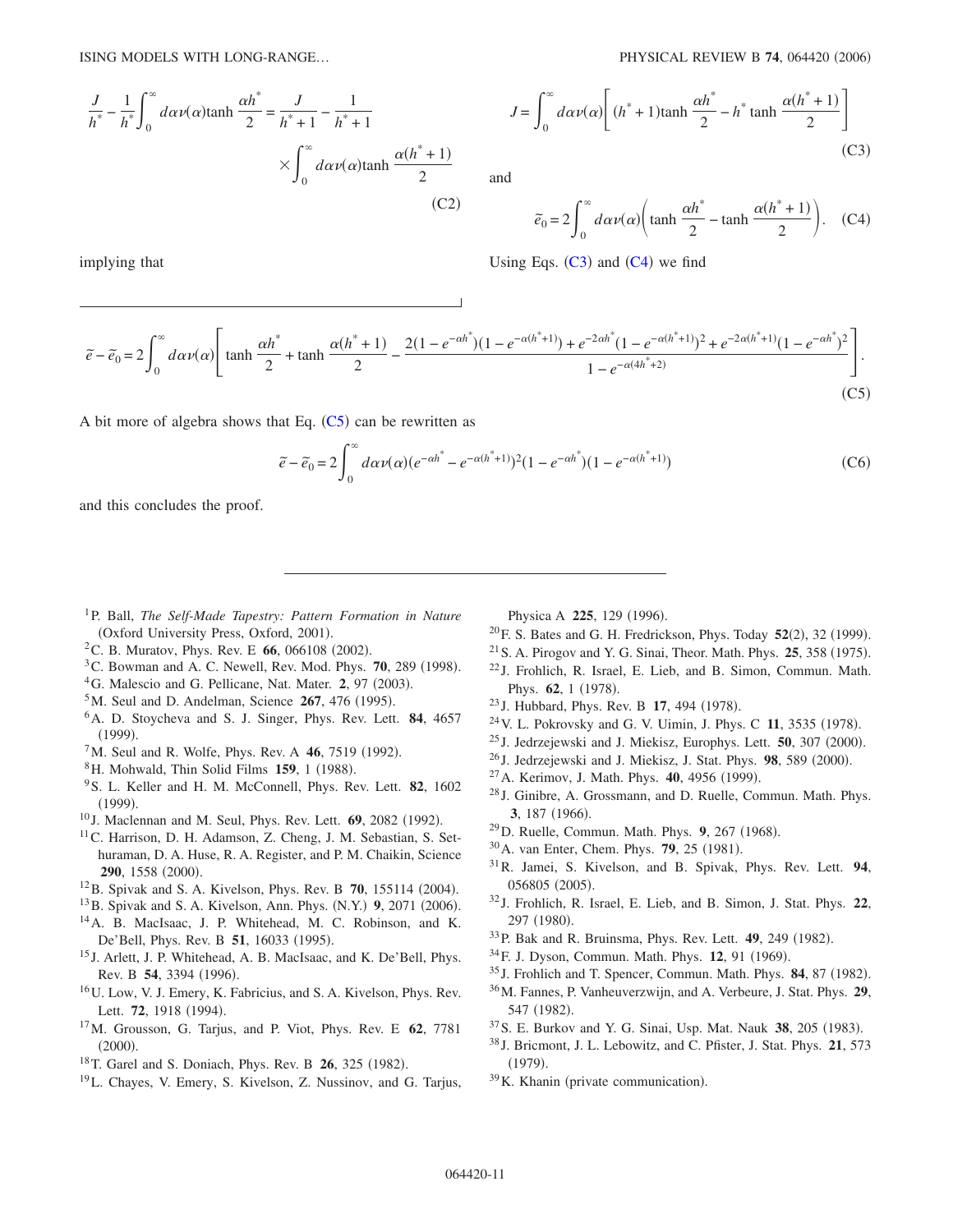$$\frac{J}{h^*} - \frac{1}{h^*}\int_0^\infty d\alpha\nu(\alpha)\tanh\frac{\alpha h^*}{2} = \frac{J}{h^*+1} - \frac{1}{h^*+1}\times\int_0^\infty d\alpha\nu(\alpha)\tanh\frac{\alpha(h^*+1)}{2} \tag{C2}$$

implying that

$$J = \int_0^\infty d\alpha\nu(\alpha)\left[(h^*+1)\tanh\frac{\alpha h^*}{2} - h^*\tanh\frac{\alpha(h^*+1)}{2}\right] \tag{C3}$$

and

$$\tilde{e}_0 = 2\int_0^\infty d\alpha\nu(\alpha)\left(\tanh\frac{\alpha h^*}{2} - \tanh\frac{\alpha(h^*+1)}{2}\right). \tag{C4}$$

Using Eqs. (C3) and (C4) we find

$$\tilde{e} - \tilde{e}_0 = 2\int_0^\infty d\alpha\nu(\alpha)\left[\tanh\frac{\alpha h^*}{2} + \tanh\frac{\alpha(h^*+1)}{2} - \frac{2(1-e^{-\alpha h^*})(1-e^{-\alpha(h^*+1)}) + e^{-2\alpha h^*}(1-e^{-\alpha(h^*+1)})^2 + e^{-2\alpha(h^*+1)}(1-e^{-\alpha h^*})^2}{1-e^{-\alpha(4h^*+2)}}\right]. \tag{C5}$$

A bit more of algebra shows that Eq. (C5) can be rewritten as

$$\tilde{e} - \tilde{e}_0 = 2\int_0^\infty d\alpha\nu(\alpha)(e^{-\alpha h^*} - e^{-\alpha(h^*+1)})^2(1-e^{-\alpha h^*})(1-e^{-\alpha(h^*+1)}) \tag{C6}$$

and this concludes the proof.

---

[1] P. Ball, *The Self-Made Tapestry: Pattern Formation in Nature* (Oxford University Press, Oxford, 2001).
[2] C. B. Muratov, Phys. Rev. E **66**, 066108 (2002).
[3] C. Bowman and A. C. Newell, Rev. Mod. Phys. **70**, 289 (1998).
[4] G. Malescio and G. Pellicane, Nat. Mater. **2**, 97 (2003).
[5] M. Seul and D. Andelman, Science **267**, 476 (1995).
[6] A. D. Stoycheva and S. J. Singer, Phys. Rev. Lett. **84**, 4657 (1999).
[7] M. Seul and R. Wolfe, Phys. Rev. A **46**, 7519 (1992).
[8] H. Mohwald, Thin Solid Films **159**, 1 (1988).
[9] S. L. Keller and H. M. McConnell, Phys. Rev. Lett. **82**, 1602 (1999).
[10] J. Maclennan and M. Seul, Phys. Rev. Lett. **69**, 2082 (1992).
[11] C. Harrison, D. H. Adamson, Z. Cheng, J. M. Sebastian, S. Sethuraman, D. A. Huse, R. A. Register, and P. M. Chaikin, Science **290**, 1558 (2000).
[12] B. Spivak and S. A. Kivelson, Phys. Rev. B **70**, 155114 (2004).
[13] B. Spivak and S. A. Kivelson, Ann. Phys. (N.Y.) **9**, 2071 (2006).
[14] A. B. MacIsaac, J. P. Whitehead, M. C. Robinson, and K. De'Bell, Phys. Rev. B **51**, 16033 (1995).
[15] J. Arlett, J. P. Whitehead, A. B. MacIsaac, and K. De'Bell, Phys. Rev. B **54**, 3394 (1996).
[16] U. Low, V. J. Emery, K. Fabricius, and S. A. Kivelson, Phys. Rev. Lett. **72**, 1918 (1994).
[17] M. Grousson, G. Tarjus, and P. Viot, Phys. Rev. E **62**, 7781 (2000).
[18] T. Garel and S. Doniach, Phys. Rev. B **26**, 325 (1982).
[19] L. Chayes, V. Emery, S. Kivelson, Z. Nussinov, and G. Tarjus, Physica A **225**, 129 (1996).
[20] F. S. Bates and G. H. Fredrickson, Phys. Today **52**(2), 32 (1999).
[21] S. A. Pirogov and Y. G. Sinai, Theor. Math. Phys. **25**, 358 (1975).
[22] J. Frohlich, R. Israel, E. Lieb, and B. Simon, Commun. Math. Phys. **62**, 1 (1978).
[23] J. Hubbard, Phys. Rev. B **17**, 494 (1978).
[24] V. L. Pokrovsky and G. V. Uimin, J. Phys. C **11**, 3535 (1978).
[25] J. Jedrzejewski and J. Miekisz, Europhys. Lett. **50**, 307 (2000).
[26] J. Jedrzejewski and J. Miekisz, J. Stat. Phys. **98**, 589 (2000).
[27] A. Kerimov, J. Math. Phys. **40**, 4956 (1999).
[28] J. Ginibre, A. Grossmann, and D. Ruelle, Commun. Math. Phys. **3**, 187 (1966).
[29] D. Ruelle, Commun. Math. Phys. **9**, 267 (1968).
[30] A. van Enter, Chem. Phys. **79**, 25 (1981).
[31] R. Jamei, S. Kivelson, and B. Spivak, Phys. Rev. Lett. **94**, 056805 (2005).
[32] J. Frohlich, R. Israel, E. Lieb, and B. Simon, J. Stat. Phys. **22**, 297 (1980).
[33] P. Bak and R. Bruinsma, Phys. Rev. Lett. **49**, 249 (1982).
[34] F. J. Dyson, Commun. Math. Phys. **12**, 91 (1969).
[35] J. Frohlich and T. Spencer, Commun. Math. Phys. **84**, 87 (1982).
[36] M. Fannes, P. Vanheuverzwijn, and A. Verbeure, J. Stat. Phys. **29**, 547 (1982).
[37] S. E. Burkov and Y. G. Sinai, Usp. Mat. Nauk **38**, 205 (1983).
[38] J. Bricmont, J. L. Lebowitz, and C. Pfister, J. Stat. Phys. **21**, 573 (1979).
[39] K. Khanin (private communication).